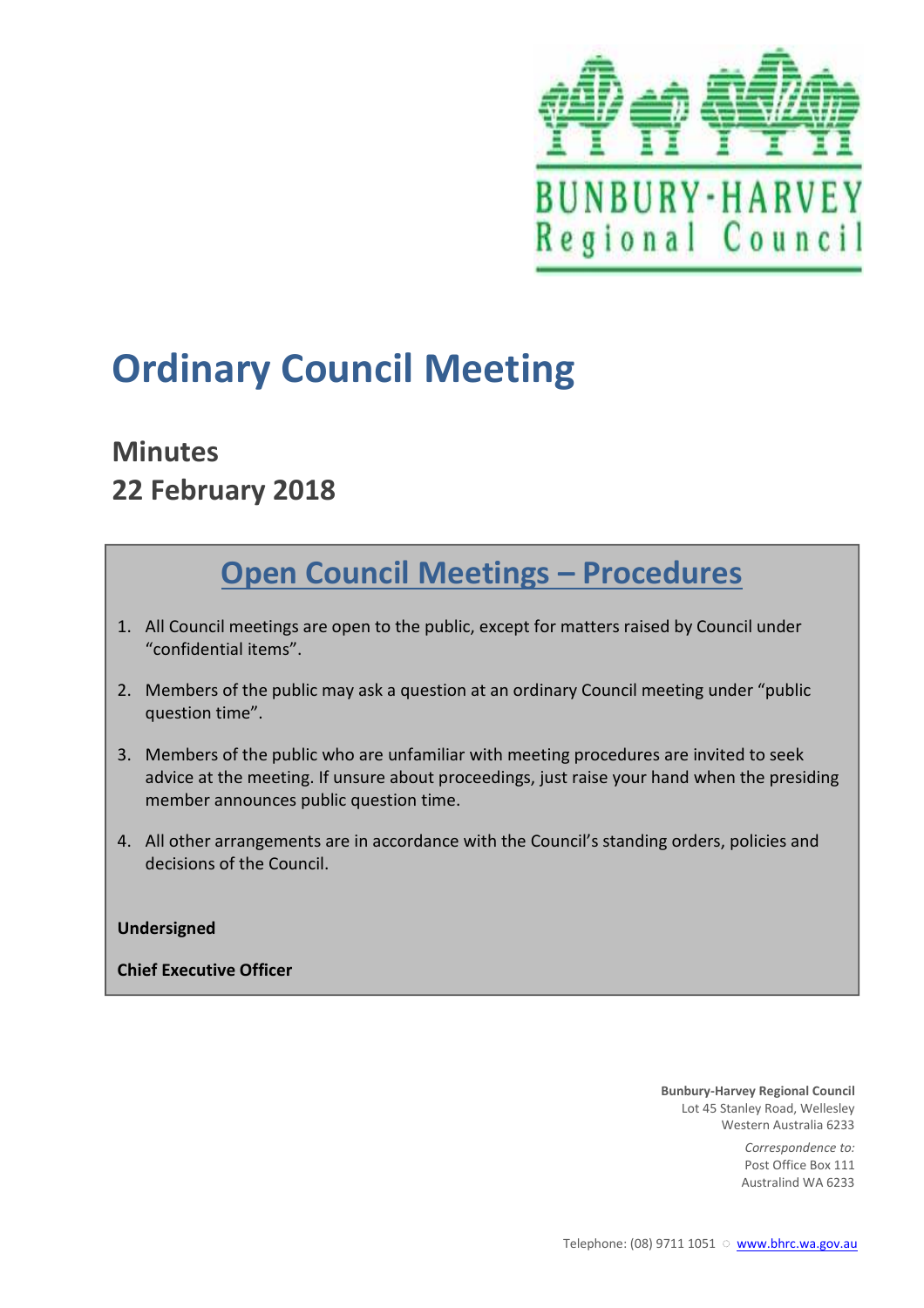BUNBURY-HARVEY
Regional Council

# Ordinary Council Meeting

## Minutes
## 22 February 2018

## Open Council Meetings – Procedures

1. All Council meetings are open to the public, except for matters raised by Council under "confidential items".
2. Members of the public may ask a question at an ordinary Council meeting under "public question time".
3. Members of the public who are unfamiliar with meeting procedures are invited to seek advice at the meeting. If unsure about proceedings, just raise your hand when the presiding member announces public question time.
4. All other arrangements are in accordance with the Council's standing orders, policies and decisions of the Council.

**Undersigned**

**Chief Executive Officer**

**Bunbury-Harvey Regional Council**
Lot 45 Stanley Road, Wellesley
Western Australia 6233

*Correspondence to:*
Post Office Box 111
Australind WA 6233

Telephone: (08) 9711 1051 ○ www.bhrc.wa.gov.au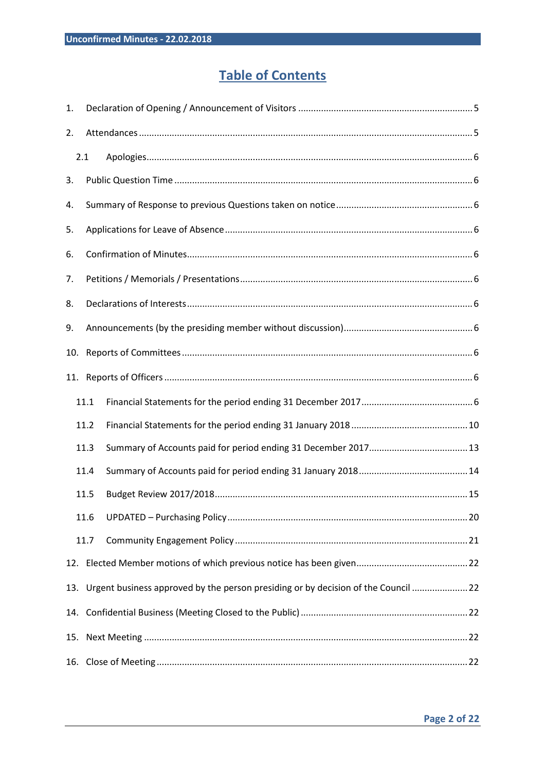# Table of Contents

1. Declaration of Opening / Announcement of Visitors ........ 5
2. Attendances ........ 5
   - 2.1 Apologies ........ 6
3. Public Question Time ........ 6
4. Summary of Response to previous Questions taken on notice ........ 6
5. Applications for Leave of Absence ........ 6
6. Confirmation of Minutes ........ 6
7. Petitions / Memorials / Presentations ........ 6
8. Declarations of Interests ........ 6
9. Announcements (by the presiding member without discussion) ........ 6
10. Reports of Committees ........ 6
11. Reports of Officers ........ 6
    - 11.1 Financial Statements for the period ending 31 December 2017 ........ 6
    - 11.2 Financial Statements for the period ending 31 January 2018 ........ 10
    - 11.3 Summary of Accounts paid for period ending 31 December 2017 ........ 13
    - 11.4 Summary of Accounts paid for period ending 31 January 2018 ........ 14
    - 11.5 Budget Review 2017/2018 ........ 15
    - 11.6 UPDATED – Purchasing Policy ........ 20
    - 11.7 Community Engagement Policy ........ 21
12. Elected Member motions of which previous notice has been given ........ 22
13. Urgent business approved by the person presiding or by decision of the Council ........ 22
14. Confidential Business (Meeting Closed to the Public) ........ 22
15. Next Meeting ........ 22
16. Close of Meeting ........ 22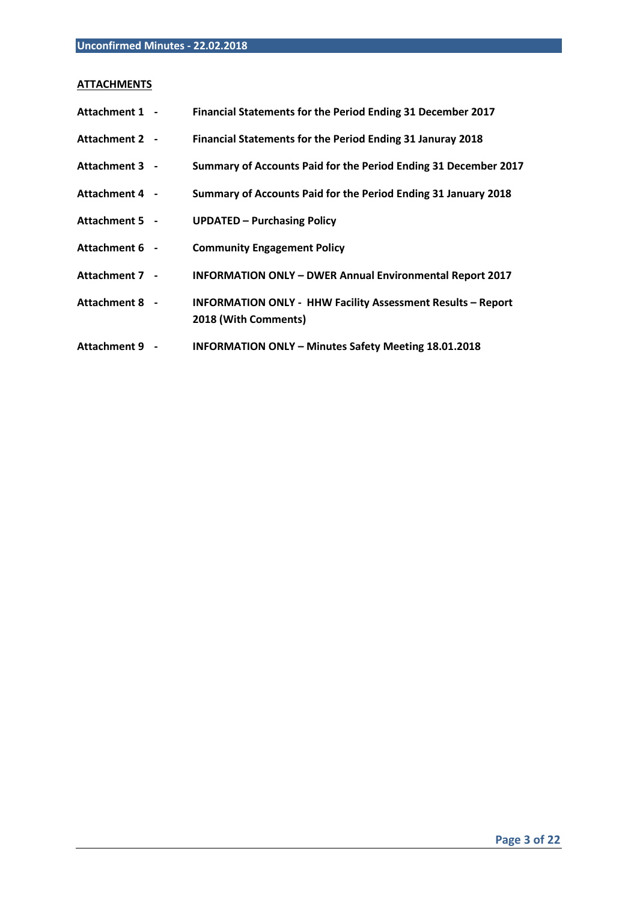**ATTACHMENTS**

| | |
|---|---|
| **Attachment 1 -** | **Financial Statements for the Period Ending 31 December 2017** |
| **Attachment 2 -** | **Financial Statements for the Period Ending 31 Januray 2018** |
| **Attachment 3 -** | **Summary of Accounts Paid for the Period Ending 31 December 2017** |
| **Attachment 4 -** | **Summary of Accounts Paid for the Period Ending 31 January 2018** |
| **Attachment 5 -** | **UPDATED – Purchasing Policy** |
| **Attachment 6 -** | **Community Engagement Policy** |
| **Attachment 7 -** | **INFORMATION ONLY – DWER Annual Environmental Report 2017** |
| **Attachment 8 -** | **INFORMATION ONLY - HHW Facility Assessment Results – Report 2018 (With Comments)** |
| **Attachment 9 -** | **INFORMATION ONLY – Minutes Safety Meeting 18.01.2018** |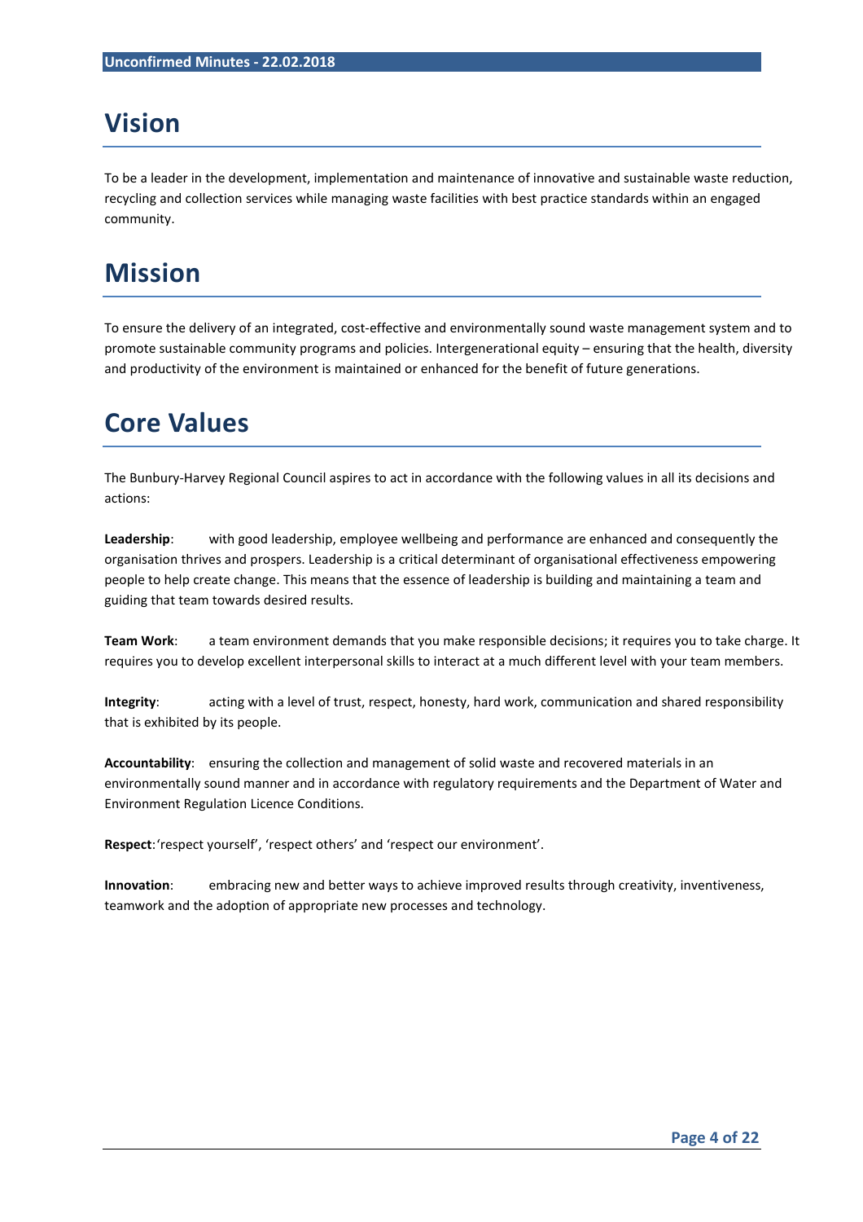# Vision

To be a leader in the development, implementation and maintenance of innovative and sustainable waste reduction, recycling and collection services while managing waste facilities with best practice standards within an engaged community.

# Mission

To ensure the delivery of an integrated, cost-effective and environmentally sound waste management system and to promote sustainable community programs and policies. Intergenerational equity – ensuring that the health, diversity and productivity of the environment is maintained or enhanced for the benefit of future generations.

# Core Values

The Bunbury-Harvey Regional Council aspires to act in accordance with the following values in all its decisions and actions:

**Leadership**: with good leadership, employee wellbeing and performance are enhanced and consequently the organisation thrives and prospers. Leadership is a critical determinant of organisational effectiveness empowering people to help create change. This means that the essence of leadership is building and maintaining a team and guiding that team towards desired results.

**Team Work**: a team environment demands that you make responsible decisions; it requires you to take charge. It requires you to develop excellent interpersonal skills to interact at a much different level with your team members.

**Integrity**: acting with a level of trust, respect, honesty, hard work, communication and shared responsibility that is exhibited by its people.

**Accountability**: ensuring the collection and management of solid waste and recovered materials in an environmentally sound manner and in accordance with regulatory requirements and the Department of Water and Environment Regulation Licence Conditions.

**Respect**: 'respect yourself', 'respect others' and 'respect our environment'.

**Innovation**: embracing new and better ways to achieve improved results through creativity, inventiveness, teamwork and the adoption of appropriate new processes and technology.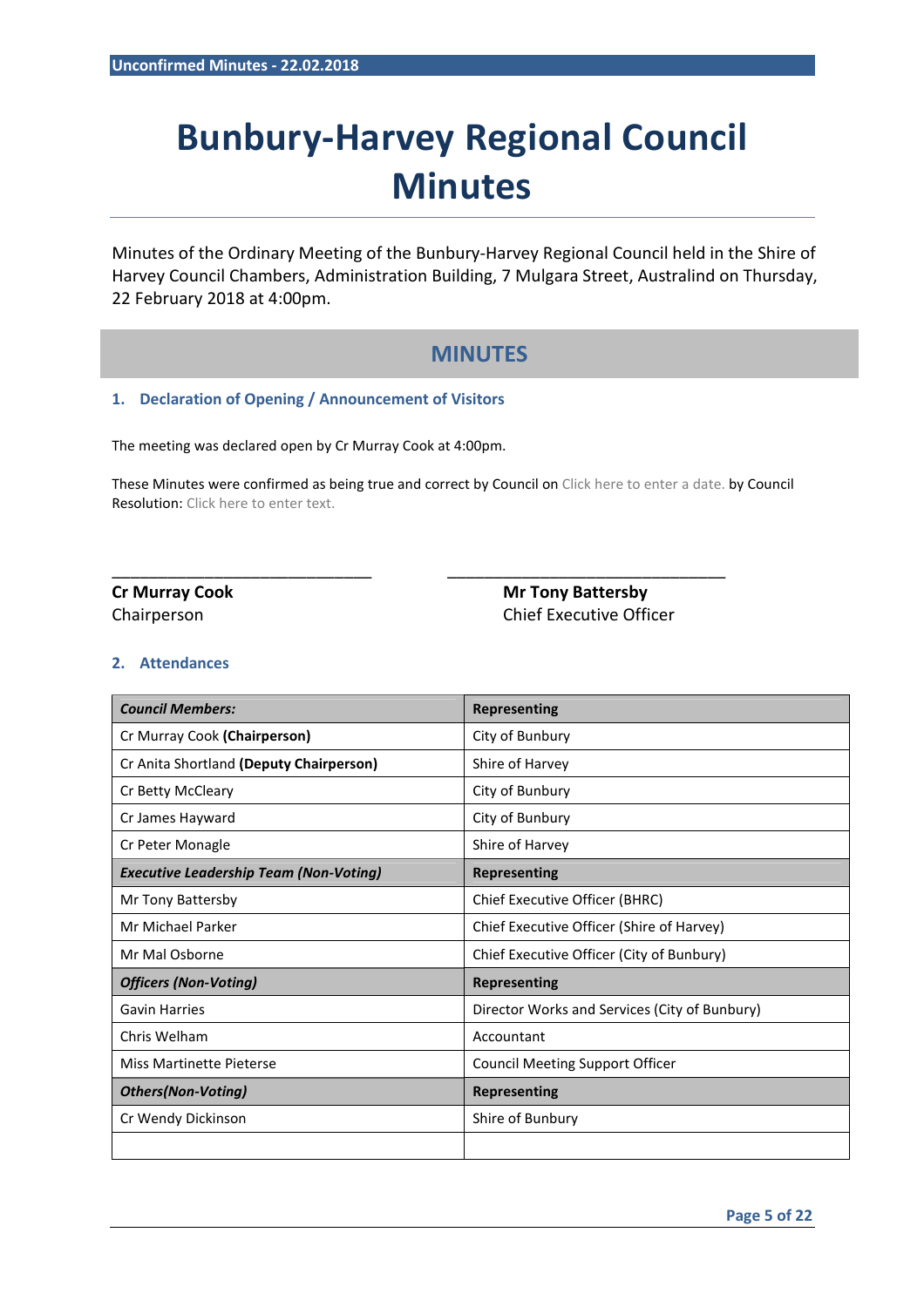# Bunbury-Harvey Regional Council Minutes

Minutes of the Ordinary Meeting of the Bunbury-Harvey Regional Council held in the Shire of Harvey Council Chambers, Administration Building, 7 Mulgara Street, Australind on Thursday, 22 February 2018 at 4:00pm.

## MINUTES

### 1. Declaration of Opening / Announcement of Visitors

The meeting was declared open by Cr Murray Cook at 4:00pm.

These Minutes were confirmed as being true and correct by Council on Click here to enter a date. by Council Resolution: Click here to enter text.

______________________________ ________________________________

**Cr Murray Cook**
Chairperson

**Mr Tony Battersby**
Chief Executive Officer

### 2. Attendances

| ***Council Members:*** | **Representing** |
|---|---|
| Cr Murray Cook **(Chairperson)** | City of Bunbury |
| Cr Anita Shortland **(Deputy Chairperson)** | Shire of Harvey |
| Cr Betty McCleary | City of Bunbury |
| Cr James Hayward | City of Bunbury |
| Cr Peter Monagle | Shire of Harvey |
| ***Executive Leadership Team (Non-Voting)*** | **Representing** |
| Mr Tony Battersby | Chief Executive Officer (BHRC) |
| Mr Michael Parker | Chief Executive Officer (Shire of Harvey) |
| Mr Mal Osborne | Chief Executive Officer (City of Bunbury) |
| ***Officers (Non-Voting)*** | **Representing** |
| Gavin Harries | Director Works and Services (City of Bunbury) |
| Chris Welham | Accountant |
| Miss Martinette Pieterse | Council Meeting Support Officer |
| ***Others(Non-Voting)*** | **Representing** |
| Cr Wendy Dickinson | Shire of Bunbury |
| | |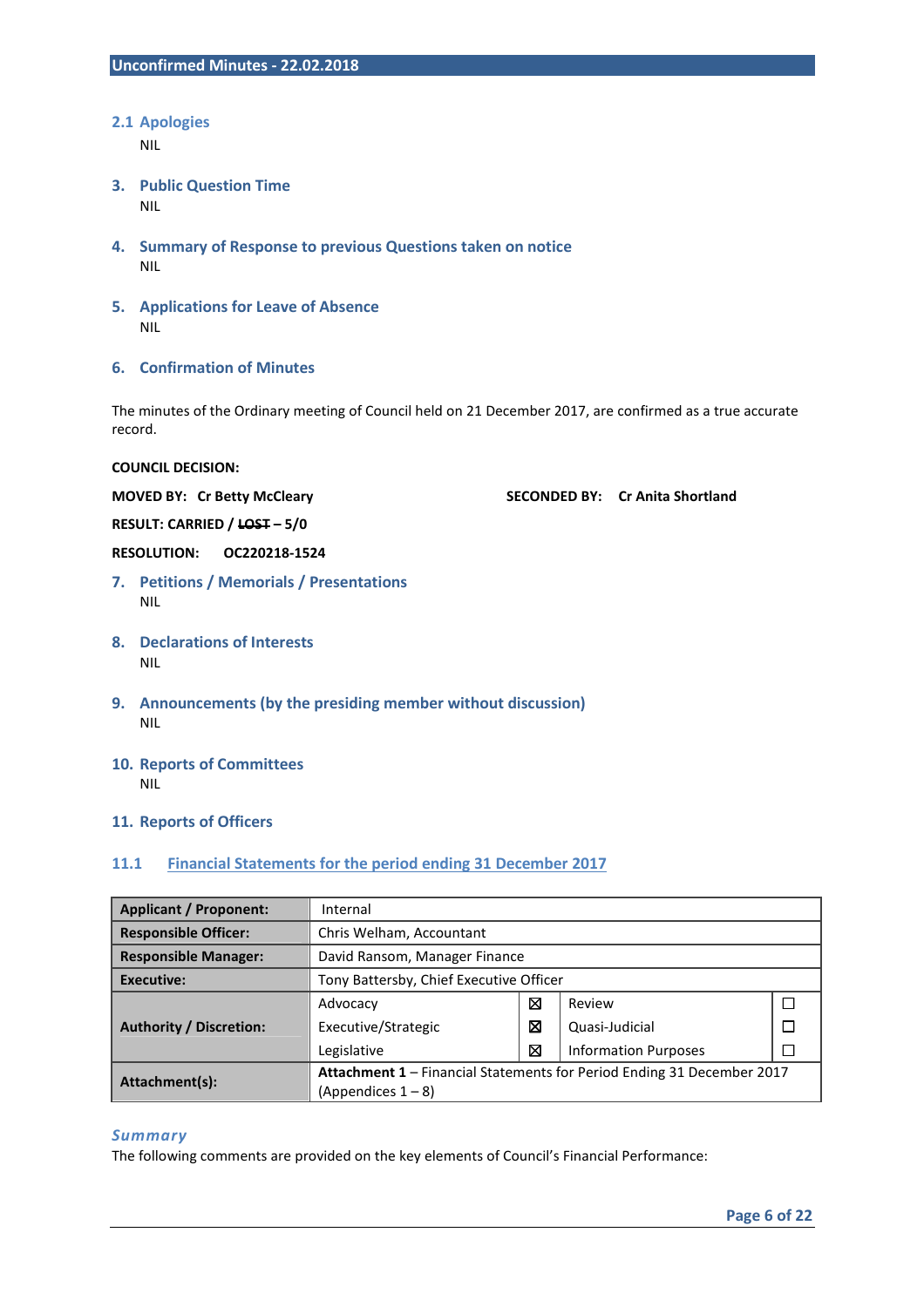## 2.1 Apologies

NIL

## 3. Public Question Time

NIL

## 4. Summary of Response to previous Questions taken on notice

NIL

## 5. Applications for Leave of Absence

NIL

## 6. Confirmation of Minutes

The minutes of the Ordinary meeting of Council held on 21 December 2017, are confirmed as a true accurate record.

**COUNCIL DECISION:**

**MOVED BY: Cr Betty McCleary** **SECONDED BY: Cr Anita Shortland**

**RESULT: CARRIED / ~~LOST~~ – 5/0**

**RESOLUTION: OC220218-1524**

## 7. Petitions / Memorials / Presentations

NIL

## 8. Declarations of Interests

NIL

## 9. Announcements (by the presiding member without discussion)

NIL

## 10. Reports of Committees

NIL

## 11. Reports of Officers

### 11.1 Financial Statements for the period ending 31 December 2017

| **Applicant / Proponent:** | Internal | | | |
|---|---|---|---|---|
| **Responsible Officer:** | Chris Welham, Accountant | | | |
| **Responsible Manager:** | David Ransom, Manager Finance | | | |
| **Executive:** | Tony Battersby, Chief Executive Officer | | | |
| **Authority / Discretion:** | Advocacy | ☒ | Review | ☐ |
| | Executive/Strategic | ☒ | Quasi-Judicial | ☐ |
| | Legislative | ☒ | Information Purposes | ☐ |
| **Attachment(s):** | **Attachment 1** – Financial Statements for Period Ending 31 December 2017 (Appendices 1 – 8) | | | |

#### *Summary*

The following comments are provided on the key elements of Council's Financial Performance: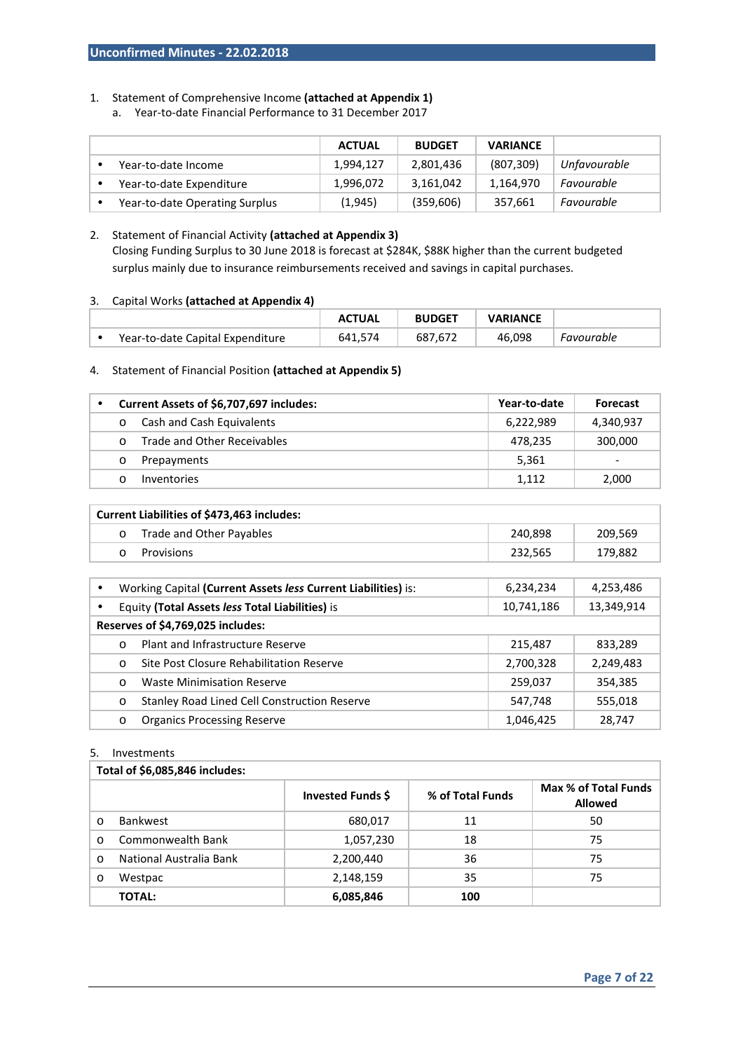1. Statement of Comprehensive Income **(attached at Appendix 1)**
   a. Year-to-date Financial Performance to 31 December 2017

| | ACTUAL | BUDGET | VARIANCE | |
|---|---|---|---|---|
| • Year-to-date Income | 1,994,127 | 2,801,436 | (807,309) | *Unfavourable* |
| • Year-to-date Expenditure | 1,996,072 | 3,161,042 | 1,164,970 | *Favourable* |
| • Year-to-date Operating Surplus | (1,945) | (359,606) | 357,661 | *Favourable* |

2. Statement of Financial Activity **(attached at Appendix 3)**
   Closing Funding Surplus to 30 June 2018 is forecast at $284K, $88K higher than the current budgeted surplus mainly due to insurance reimbursements received and savings in capital purchases.

3. Capital Works **(attached at Appendix 4)**

| | ACTUAL | BUDGET | VARIANCE | |
|---|---|---|---|---|
| • Year-to-date Capital Expenditure | 641,574 | 687,672 | 46,098 | *Favourable* |

4. Statement of Financial Position **(attached at Appendix 5)**

| • **Current Assets of $6,707,697 includes:** | **Year-to-date** | **Forecast** |
|---|---|---|
| o Cash and Cash Equivalents | 6,222,989 | 4,340,937 |
| o Trade and Other Receivables | 478,235 | 300,000 |
| o Prepayments | 5,361 | - |
| o Inventories | 1,112 | 2,000 |

| **Current Liabilities of $473,463 includes:** | | |
|---|---|---|
| o Trade and Other Payables | 240,898 | 209,569 |
| o Provisions | 232,565 | 179,882 |

| | | |
|---|---|---|
| • Working Capital **(Current Assets *less* Current Liabilities)** is: | 6,234,234 | 4,253,486 |
| • Equity **(Total Assets *less* Total Liabilities)** is | 10,741,186 | 13,349,914 |
| **Reserves of $4,769,025 includes:** | | |
| o Plant and Infrastructure Reserve | 215,487 | 833,289 |
| o Site Post Closure Rehabilitation Reserve | 2,700,328 | 2,249,483 |
| o Waste Minimisation Reserve | 259,037 | 354,385 |
| o Stanley Road Lined Cell Construction Reserve | 547,748 | 555,018 |
| o Organics Processing Reserve | 1,046,425 | 28,747 |

5. Investments

| **Total of $6,085,846 includes:** | | | |
|---|---|---|---|
| | **Invested Funds $** | **% of Total Funds** | **Max % of Total Funds Allowed** |
| o Bankwest | 680,017 | 11 | 50 |
| o Commonwealth Bank | 1,057,230 | 18 | 75 |
| o National Australia Bank | 2,200,440 | 36 | 75 |
| o Westpac | 2,148,159 | 35 | 75 |
| **TOTAL:** | **6,085,846** | **100** | |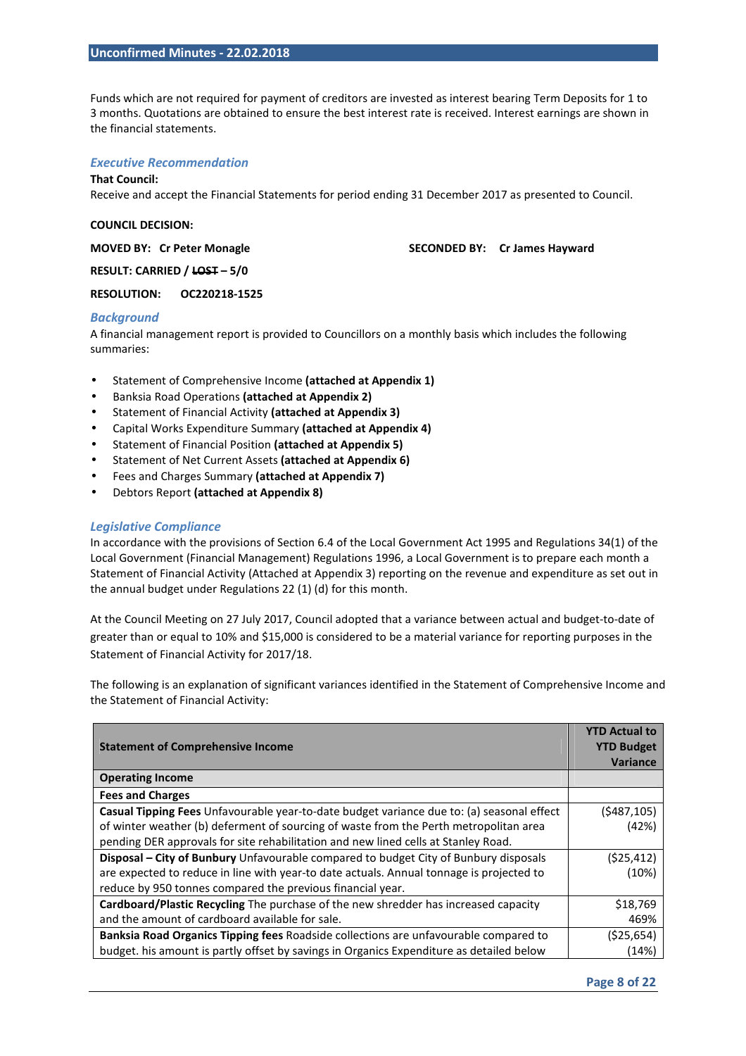Funds which are not required for payment of creditors are invested as interest bearing Term Deposits for 1 to 3 months. Quotations are obtained to ensure the best interest rate is received. Interest earnings are shown in the financial statements.

### *Executive Recommendation*

**That Council:**

Receive and accept the Financial Statements for period ending 31 December 2017 as presented to Council.

**COUNCIL DECISION:**

**MOVED BY: Cr Peter Monagle** **SECONDED BY: Cr James Hayward**

**RESULT: CARRIED / ~~LOST~~ – 5/0**

**RESOLUTION: OC220218-1525**

### *Background*

A financial management report is provided to Councillors on a monthly basis which includes the following summaries:

- Statement of Comprehensive Income **(attached at Appendix 1)**
- Banksia Road Operations **(attached at Appendix 2)**
- Statement of Financial Activity **(attached at Appendix 3)**
- Capital Works Expenditure Summary **(attached at Appendix 4)**
- Statement of Financial Position **(attached at Appendix 5)**
- Statement of Net Current Assets **(attached at Appendix 6)**
- Fees and Charges Summary **(attached at Appendix 7)**
- Debtors Report **(attached at Appendix 8)**

### *Legislative Compliance*

In accordance with the provisions of Section 6.4 of the Local Government Act 1995 and Regulations 34(1) of the Local Government (Financial Management) Regulations 1996, a Local Government is to prepare each month a Statement of Financial Activity (Attached at Appendix 3) reporting on the revenue and expenditure as set out in the annual budget under Regulations 22 (1) (d) for this month.

At the Council Meeting on 27 July 2017, Council adopted that a variance between actual and budget-to-date of greater than or equal to 10% and $15,000 is considered to be a material variance for reporting purposes in the Statement of Financial Activity for 2017/18.

The following is an explanation of significant variances identified in the Statement of Comprehensive Income and the Statement of Financial Activity:

| **Statement of Comprehensive Income** | **YTD Actual to YTD Budget Variance** |
|---|---|
| **Operating Income** | |
| **Fees and Charges** | |
| **Casual Tipping Fees** Unfavourable year-to-date budget variance due to: (a) seasonal effect of winter weather (b) deferment of sourcing of waste from the Perth metropolitan area pending DER approvals for site rehabilitation and new lined cells at Stanley Road. | ($487,105) (42%) |
| **Disposal – City of Bunbury** Unfavourable compared to budget City of Bunbury disposals are expected to reduce in line with year-to date actuals. Annual tonnage is projected to reduce by 950 tonnes compared the previous financial year. | ($25,412) (10%) |
| **Cardboard/Plastic Recycling** The purchase of the new shredder has increased capacity and the amount of cardboard available for sale. | $18,769 469% |
| **Banksia Road Organics Tipping fees** Roadside collections are unfavourable compared to budget. his amount is partly offset by savings in Organics Expenditure as detailed below | ($25,654) (14%) |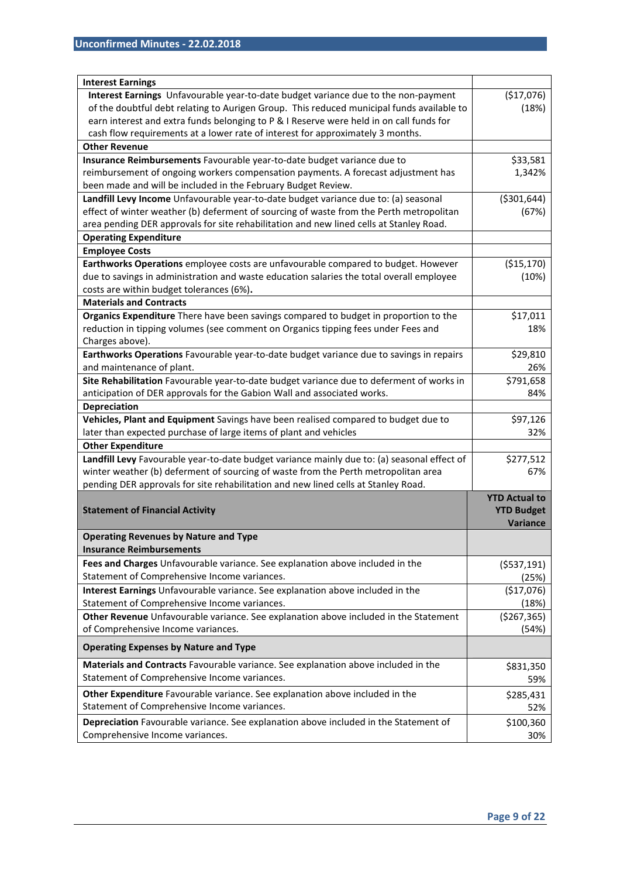| **Interest Earnings** | |
|---|---|
| **Interest Earnings** Unfavourable year-to-date budget variance due to the non-payment of the doubtful debt relating to Aurigen Group. This reduced municipal funds available to earn interest and extra funds belonging to P & I Reserve were held in on call funds for cash flow requirements at a lower rate of interest for approximately 3 months. | ($17,076)<br>(18%) |
| **Other Revenue** | |
| **Insurance Reimbursements** Favourable year-to-date budget variance due to reimbursement of ongoing workers compensation payments. A forecast adjustment has been made and will be included in the February Budget Review. | $33,581<br>1,342% |
| **Landfill Levy Income** Unfavourable year-to-date budget variance due to: (a) seasonal effect of winter weather (b) deferment of sourcing of waste from the Perth metropolitan area pending DER approvals for site rehabilitation and new lined cells at Stanley Road. | ($301,644)<br>(67%) |
| **Operating Expenditure** | |
| **Employee Costs** | |
| **Earthworks Operations** employee costs are unfavourable compared to budget. However due to savings in administration and waste education salaries the total overall employee costs are within budget tolerances (6%). | ($15,170)<br>(10%) |
| **Materials and Contracts** | |
| **Organics Expenditure** There have been savings compared to budget in proportion to the reduction in tipping volumes (see comment on Organics tipping fees under Fees and Charges above). | $17,011<br>18% |
| **Earthworks Operations** Favourable year-to-date budget variance due to savings in repairs and maintenance of plant. | $29,810<br>26% |
| **Site Rehabilitation** Favourable year-to-date budget variance due to deferment of works in anticipation of DER approvals for the Gabion Wall and associated works. | $791,658<br>84% |
| **Depreciation** | |
| **Vehicles, Plant and Equipment** Savings have been realised compared to budget due to later than expected purchase of large items of plant and vehicles | $97,126<br>32% |
| **Other Expenditure** | |
| **Landfill Levy** Favourable year-to-date budget variance mainly due to: (a) seasonal effect of winter weather (b) deferment of sourcing of waste from the Perth metropolitan area pending DER approvals for site rehabilitation and new lined cells at Stanley Road. | $277,512<br>67% |

| **Statement of Financial Activity** | **YTD Actual to YTD Budget Variance** |
|---|---|
| **Operating Revenues by Nature and Type**<br>**Insurance Reimbursements** | |
| **Fees and Charges** Unfavourable variance. See explanation above included in the Statement of Comprehensive Income variances. | ($537,191)<br>(25%) |
| **Interest Earnings** Unfavourable variance. See explanation above included in the Statement of Comprehensive Income variances. | ($17,076)<br>(18%) |
| **Other Revenue** Unfavourable variance. See explanation above included in the Statement of Comprehensive Income variances. | ($267,365)<br>(54%) |
| **Operating Expenses by Nature and Type** | |
| **Materials and Contracts** Favourable variance. See explanation above included in the Statement of Comprehensive Income variances. | $831,350<br>59% |
| **Other Expenditure** Favourable variance. See explanation above included in the Statement of Comprehensive Income variances. | $285,431<br>52% |
| **Depreciation** Favourable variance. See explanation above included in the Statement of Comprehensive Income variances. | $100,360<br>30% |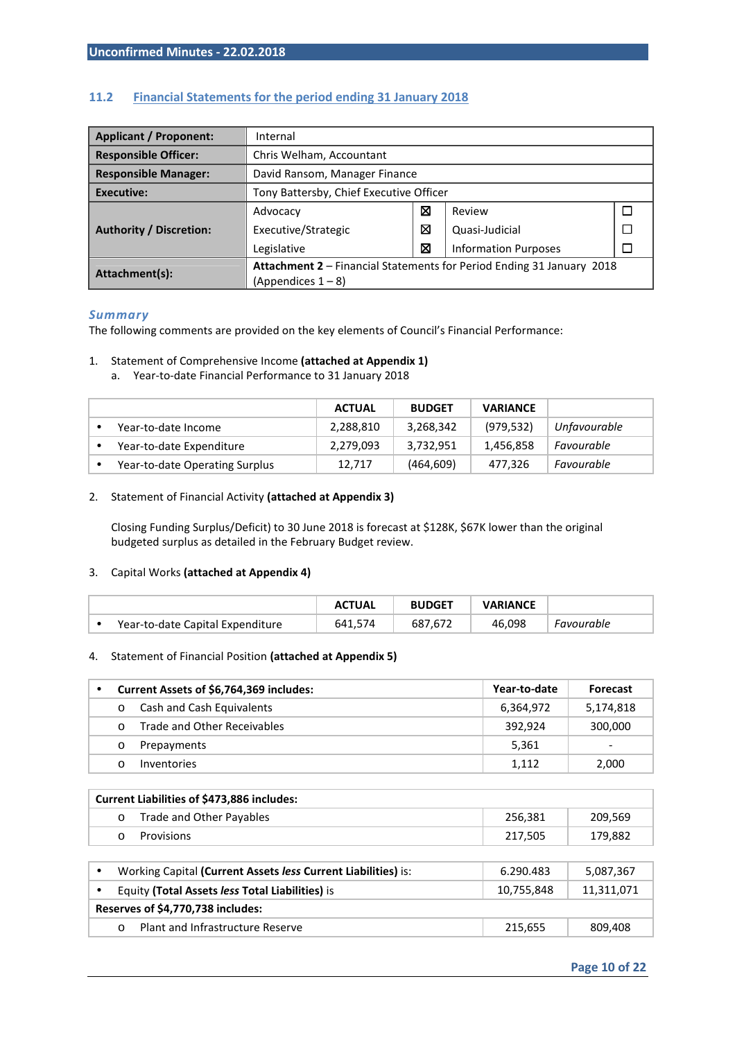## 11.2 Financial Statements for the period ending 31 January 2018

| **Applicant / Proponent:** | Internal | | | |
|---|---|---|---|---|
| **Responsible Officer:** | Chris Welham, Accountant | | | |
| **Responsible Manager:** | David Ransom, Manager Finance | | | |
| **Executive:** | Tony Battersby, Chief Executive Officer | | | |
| **Authority / Discretion:** | Advocacy | ☒ | Review | ☐ |
| | Executive/Strategic | ☒ | Quasi-Judicial | ☐ |
| | Legislative | ☒ | Information Purposes | ☐ |
| **Attachment(s):** | **Attachment 2** – Financial Statements for Period Ending 31 January 2018 (Appendices 1 – 8) | | | |

### *Summary*

The following comments are provided on the key elements of Council's Financial Performance:

1. Statement of Comprehensive Income **(attached at Appendix 1)**
   a. Year-to-date Financial Performance to 31 January 2018

| | ACTUAL | BUDGET | VARIANCE | |
|---|---|---|---|---|
| • Year-to-date Income | 2,288,810 | 3,268,342 | (979,532) | *Unfavourable* |
| • Year-to-date Expenditure | 2,279,093 | 3,732,951 | 1,456,858 | *Favourable* |
| • Year-to-date Operating Surplus | 12,717 | (464,609) | 477,326 | *Favourable* |

2. Statement of Financial Activity **(attached at Appendix 3)**

   Closing Funding Surplus/Deficit) to 30 June 2018 is forecast at $128K, $67K lower than the original budgeted surplus as detailed in the February Budget review.

3. Capital Works **(attached at Appendix 4)**

| | ACTUAL | BUDGET | VARIANCE | |
|---|---|---|---|---|
| • Year-to-date Capital Expenditure | 641,574 | 687,672 | 46,098 | *Favourable* |

4. Statement of Financial Position **(attached at Appendix 5)**

| • **Current Assets of $6,764,369 includes:** | **Year-to-date** | **Forecast** |
|---|---|---|
| o Cash and Cash Equivalents | 6,364,972 | 5,174,818 |
| o Trade and Other Receivables | 392,924 | 300,000 |
| o Prepayments | 5,361 | - |
| o Inventories | 1,112 | 2,000 |

| **Current Liabilities of $473,886 includes:** | | |
|---|---|---|
| o Trade and Other Payables | 256,381 | 209,569 |
| o Provisions | 217,505 | 179,882 |

| | | |
|---|---|---|
| • Working Capital **(Current Assets *less* Current Liabilities)** is: | 6.290.483 | 5,087,367 |
| • Equity **(Total Assets *less* Total Liabilities)** is | 10,755,848 | 11,311,071 |
| **Reserves of $4,770,738 includes:** | | |
| o Plant and Infrastructure Reserve | 215,655 | 809,408 |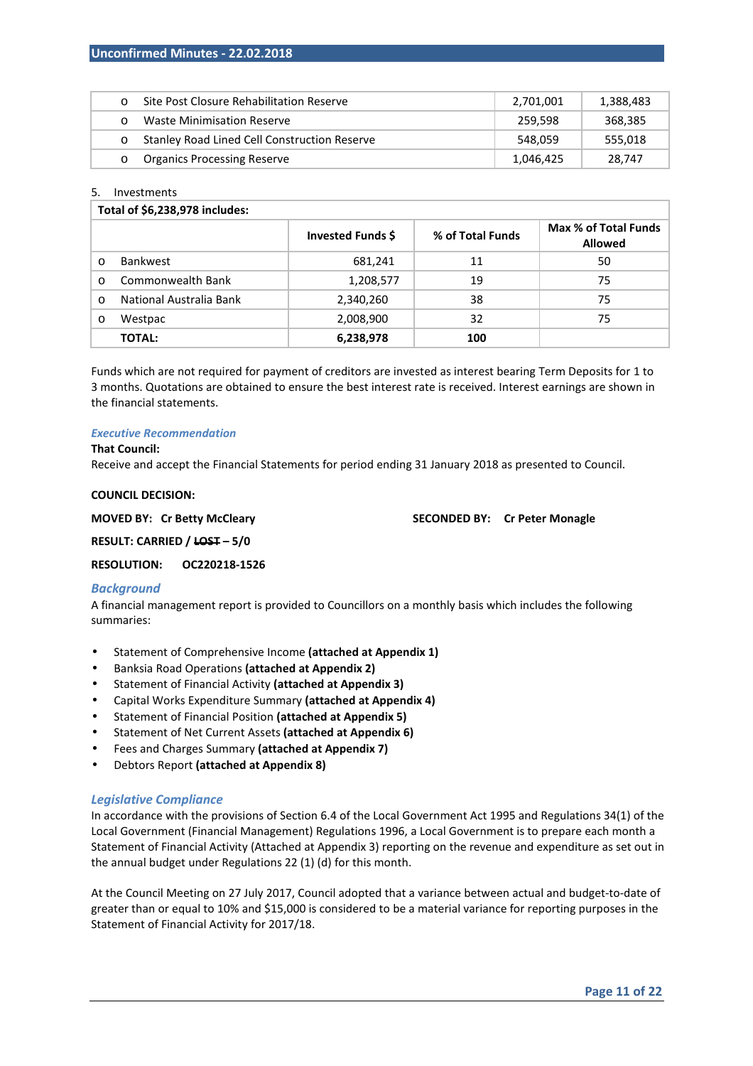| | | | |
|---|---|---|---|
| o | Site Post Closure Rehabilitation Reserve | 2,701,001 | 1,388,483 |
| o | Waste Minimisation Reserve | 259,598 | 368,385 |
| o | Stanley Road Lined Cell Construction Reserve | 548,059 | 555,018 |
| o | Organics Processing Reserve | 1,046,425 | 28,747 |

5. Investments

| **Total of $6,238,978 includes:** | | | | |
|---|---|---|---|---|
| | | **Invested Funds $** | **% of Total Funds** | **Max % of Total Funds Allowed** |
| o | Bankwest | 681,241 | 11 | 50 |
| o | Commonwealth Bank | 1,208,577 | 19 | 75 |
| o | National Australia Bank | 2,340,260 | 38 | 75 |
| o | Westpac | 2,008,900 | 32 | 75 |
| | **TOTAL:** | **6,238,978** | **100** | |

Funds which are not required for payment of creditors are invested as interest bearing Term Deposits for 1 to 3 months. Quotations are obtained to ensure the best interest rate is received. Interest earnings are shown in the financial statements.

### *Executive Recommendation*

**That Council:**

Receive and accept the Financial Statements for period ending 31 January 2018 as presented to Council.

**COUNCIL DECISION:**

**MOVED BY: Cr Betty McCleary** **SECONDED BY: Cr Peter Monagle**

**RESULT: CARRIED / ~~LOST~~ – 5/0**

**RESOLUTION: OC220218-1526**

### *Background*

A financial management report is provided to Councillors on a monthly basis which includes the following summaries:

- Statement of Comprehensive Income **(attached at Appendix 1)**
- Banksia Road Operations **(attached at Appendix 2)**
- Statement of Financial Activity **(attached at Appendix 3)**
- Capital Works Expenditure Summary **(attached at Appendix 4)**
- Statement of Financial Position **(attached at Appendix 5)**
- Statement of Net Current Assets **(attached at Appendix 6)**
- Fees and Charges Summary **(attached at Appendix 7)**
- Debtors Report **(attached at Appendix 8)**

### *Legislative Compliance*

In accordance with the provisions of Section 6.4 of the Local Government Act 1995 and Regulations 34(1) of the Local Government (Financial Management) Regulations 1996, a Local Government is to prepare each month a Statement of Financial Activity (Attached at Appendix 3) reporting on the revenue and expenditure as set out in the annual budget under Regulations 22 (1) (d) for this month.

At the Council Meeting on 27 July 2017, Council adopted that a variance between actual and budget-to-date of greater than or equal to 10% and $15,000 is considered to be a material variance for reporting purposes in the Statement of Financial Activity for 2017/18.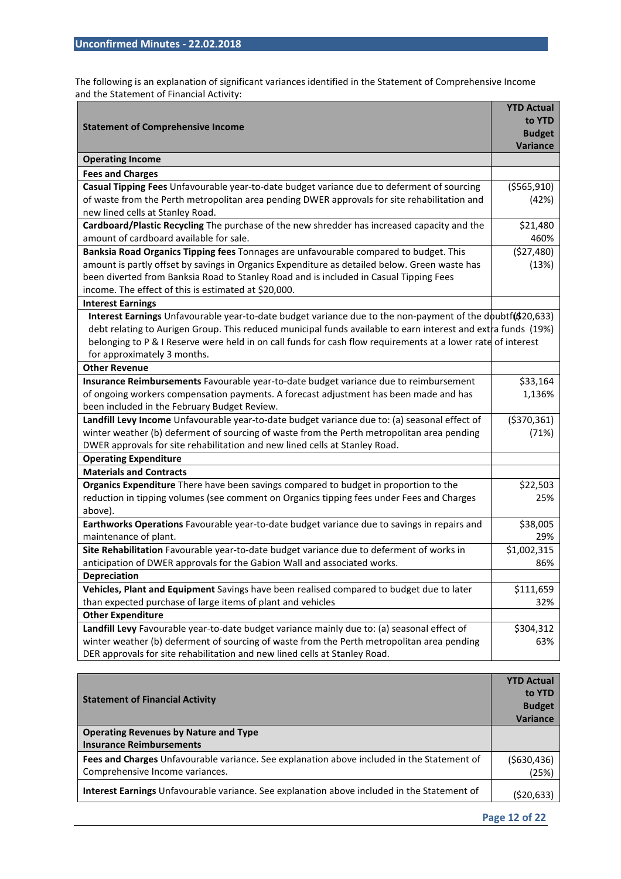The following is an explanation of significant variances identified in the Statement of Comprehensive Income and the Statement of Financial Activity:

| Statement of Comprehensive Income | YTD Actual to YTD Budget Variance |
|---|---|
| **Operating Income** | |
| **Fees and Charges** | |
| **Casual Tipping Fees** Unfavourable year-to-date budget variance due to deferment of sourcing of waste from the Perth metropolitan area pending DWER approvals for site rehabilitation and new lined cells at Stanley Road. | ($565,910) (42%) |
| **Cardboard/Plastic Recycling** The purchase of the new shredder has increased capacity and the amount of cardboard available for sale. | $21,480 460% |
| **Banksia Road Organics Tipping fees** Tonnages are unfavourable compared to budget. This amount is partly offset by savings in Organics Expenditure as detailed below. Green waste has been diverted from Banksia Road to Stanley Road and is included in Casual Tipping Fees income. The effect of this is estimated at $20,000. | ($27,480) (13%) |
| **Interest Earnings** | |
| **Interest Earnings** Unfavourable year-to-date budget variance due to the non-payment of the doubtful debt relating to Aurigen Group. This reduced municipal funds available to earn interest and extra funds belonging to P & I Reserve were held in on call funds for cash flow requirements at a lower rate of interest for approximately 3 months. | ($20,633) (19%) |
| **Other Revenue** | |
| **Insurance Reimbursements** Favourable year-to-date budget variance due to reimbursement of ongoing workers compensation payments. A forecast adjustment has been made and has been included in the February Budget Review. | $33,164 1,136% |
| **Landfill Levy Income** Unfavourable year-to-date budget variance due to: (a) seasonal effect of winter weather (b) deferment of sourcing of waste from the Perth metropolitan area pending DWER approvals for site rehabilitation and new lined cells at Stanley Road. | ($370,361) (71%) |
| **Operating Expenditure** | |
| **Materials and Contracts** | |
| **Organics Expenditure** There have been savings compared to budget in proportion to the reduction in tipping volumes (see comment on Organics tipping fees under Fees and Charges above). | $22,503 25% |
| **Earthworks Operations** Favourable year-to-date budget variance due to savings in repairs and maintenance of plant. | $38,005 29% |
| **Site Rehabilitation** Favourable year-to-date budget variance due to deferment of works in anticipation of DWER approvals for the Gabion Wall and associated works. | $1,002,315 86% |
| **Depreciation** | |
| **Vehicles, Plant and Equipment** Savings have been realised compared to budget due to later than expected purchase of large items of plant and vehicles | $111,659 32% |
| **Other Expenditure** | |
| **Landfill Levy** Favourable year-to-date budget variance mainly due to: (a) seasonal effect of winter weather (b) deferment of sourcing of waste from the Perth metropolitan area pending DER approvals for site rehabilitation and new lined cells at Stanley Road. | $304,312 63% |

| Statement of Financial Activity | YTD Actual to YTD Budget Variance |
|---|---|
| **Operating Revenues by Nature and Type**<br>**Insurance Reimbursements** | |
| **Fees and Charges** Unfavourable variance. See explanation above included in the Statement of Comprehensive Income variances. | ($630,436) (25%) |
| **Interest Earnings** Unfavourable variance. See explanation above included in the Statement of | ($20,633) |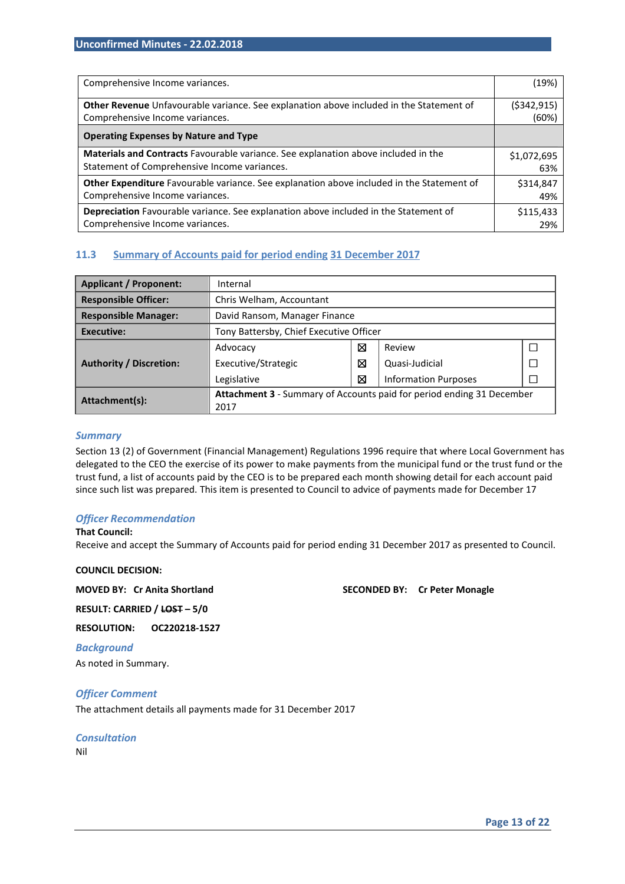| | |
|---|---|
| Comprehensive Income variances. | (19%) |
| **Other Revenue** Unfavourable variance. See explanation above included in the Statement of Comprehensive Income variances. | ($342,915) (60%) |
| **Operating Expenses by Nature and Type** | |
| **Materials and Contracts** Favourable variance. See explanation above included in the Statement of Comprehensive Income variances. | $1,072,695 63% |
| **Other Expenditure** Favourable variance. See explanation above included in the Statement of Comprehensive Income variances. | $314,847 49% |
| **Depreciation** Favourable variance. See explanation above included in the Statement of Comprehensive Income variances. | $115,433 29% |

## 11.3 Summary of Accounts paid for period ending 31 December 2017

| | | | | |
|---|---|---|---|---|
| **Applicant / Proponent:** | Internal | | | |
| **Responsible Officer:** | Chris Welham, Accountant | | | |
| **Responsible Manager:** | David Ransom, Manager Finance | | | |
| **Executive:** | Tony Battersby, Chief Executive Officer | | | |
| **Authority / Discretion:** | Advocacy ☒ | Review ☐ | | |
| | Executive/Strategic ☒ | Quasi-Judicial ☐ | | |
| | Legislative ☒ | Information Purposes ☐ | | |
| **Attachment(s):** | **Attachment 3** - Summary of Accounts paid for period ending 31 December 2017 | | | |

### *Summary*

Section 13 (2) of Government (Financial Management) Regulations 1996 require that where Local Government has delegated to the CEO the exercise of its power to make payments from the municipal fund or the trust fund or the trust fund, a list of accounts paid by the CEO is to be prepared each month showing detail for each account paid since such list was prepared. This item is presented to Council to advice of payments made for December 17

### *Officer Recommendation*

**That Council:**
Receive and accept the Summary of Accounts paid for period ending 31 December 2017 as presented to Council.

**COUNCIL DECISION:**

**MOVED BY: Cr Anita Shortland** **SECONDED BY: Cr Peter Monagle**

**RESULT: CARRIED / ~~LOST~~ – 5/0**

**RESOLUTION: OC220218-1527**

### *Background*

As noted in Summary.

### *Officer Comment*

The attachment details all payments made for 31 December 2017

### *Consultation*

Nil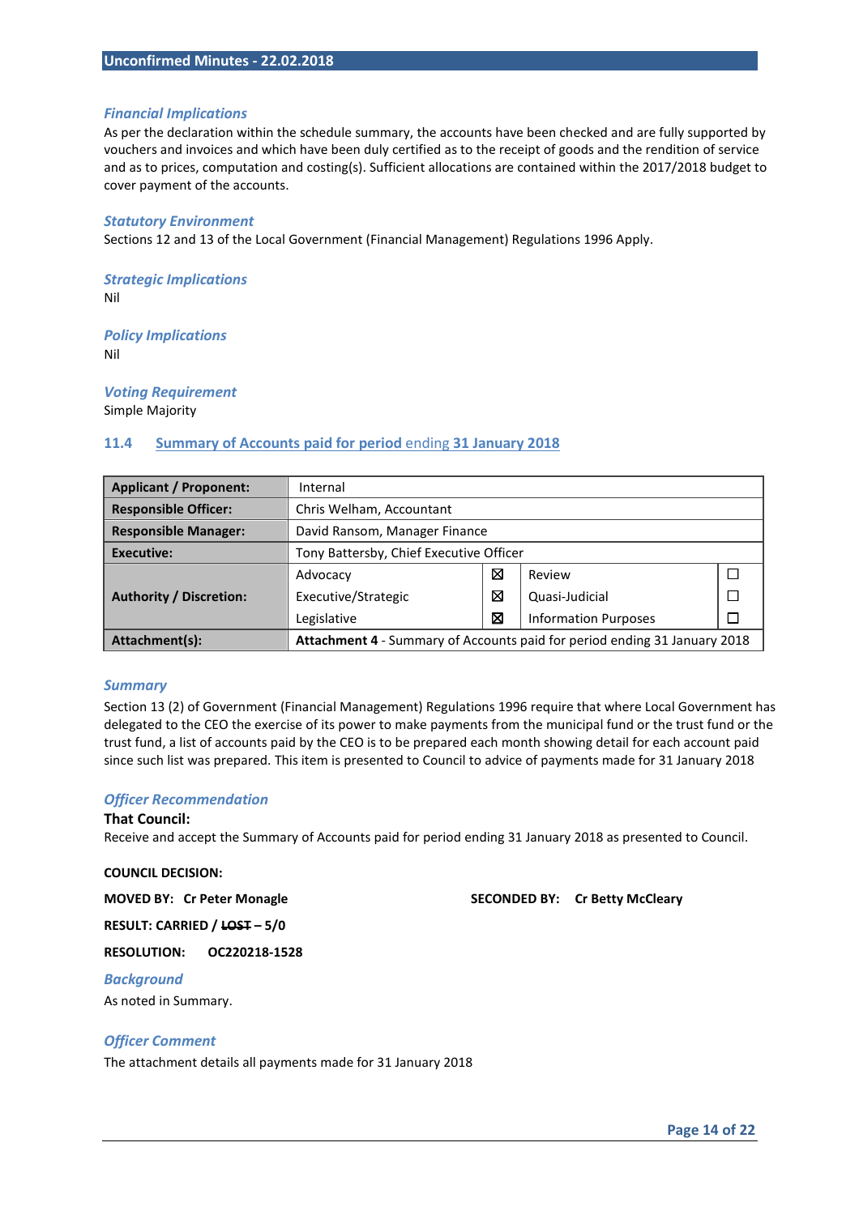### *Financial Implications*

As per the declaration within the schedule summary, the accounts have been checked and are fully supported by vouchers and invoices and which have been duly certified as to the receipt of goods and the rendition of service and as to prices, computation and costing(s). Sufficient allocations are contained within the 2017/2018 budget to cover payment of the accounts.

### *Statutory Environment*

Sections 12 and 13 of the Local Government (Financial Management) Regulations 1996 Apply.

### *Strategic Implications*

Nil

### *Policy Implications*

Nil

### *Voting Requirement*

Simple Majority

## 11.4 Summary of Accounts paid for period ending 31 January 2018

| **Applicant / Proponent:** | Internal | | | |
|---|---|---|---|---|
| **Responsible Officer:** | Chris Welham, Accountant | | | |
| **Responsible Manager:** | David Ransom, Manager Finance | | | |
| **Executive:** | Tony Battersby, Chief Executive Officer | | | |
| **Authority / Discretion:** | Advocacy | ☒ | Review | ☐ |
| | Executive/Strategic | ☒ | Quasi-Judicial | ☐ |
| | Legislative | ☒ | Information Purposes | ☐ |
| **Attachment(s):** | **Attachment 4** - Summary of Accounts paid for period ending 31 January 2018 | | | |

### *Summary*

Section 13 (2) of Government (Financial Management) Regulations 1996 require that where Local Government has delegated to the CEO the exercise of its power to make payments from the municipal fund or the trust fund or the trust fund, a list of accounts paid by the CEO is to be prepared each month showing detail for each account paid since such list was prepared. This item is presented to Council to advice of payments made for 31 January 2018

### *Officer Recommendation*

**That Council:**

Receive and accept the Summary of Accounts paid for period ending 31 January 2018 as presented to Council.

**COUNCIL DECISION:**

**MOVED BY: Cr Peter Monagle** **SECONDED BY: Cr Betty McCleary**

**RESULT: CARRIED / ~~LOST~~ – 5/0**

**RESOLUTION: OC220218-1528**

### *Background*

As noted in Summary.

### *Officer Comment*

The attachment details all payments made for 31 January 2018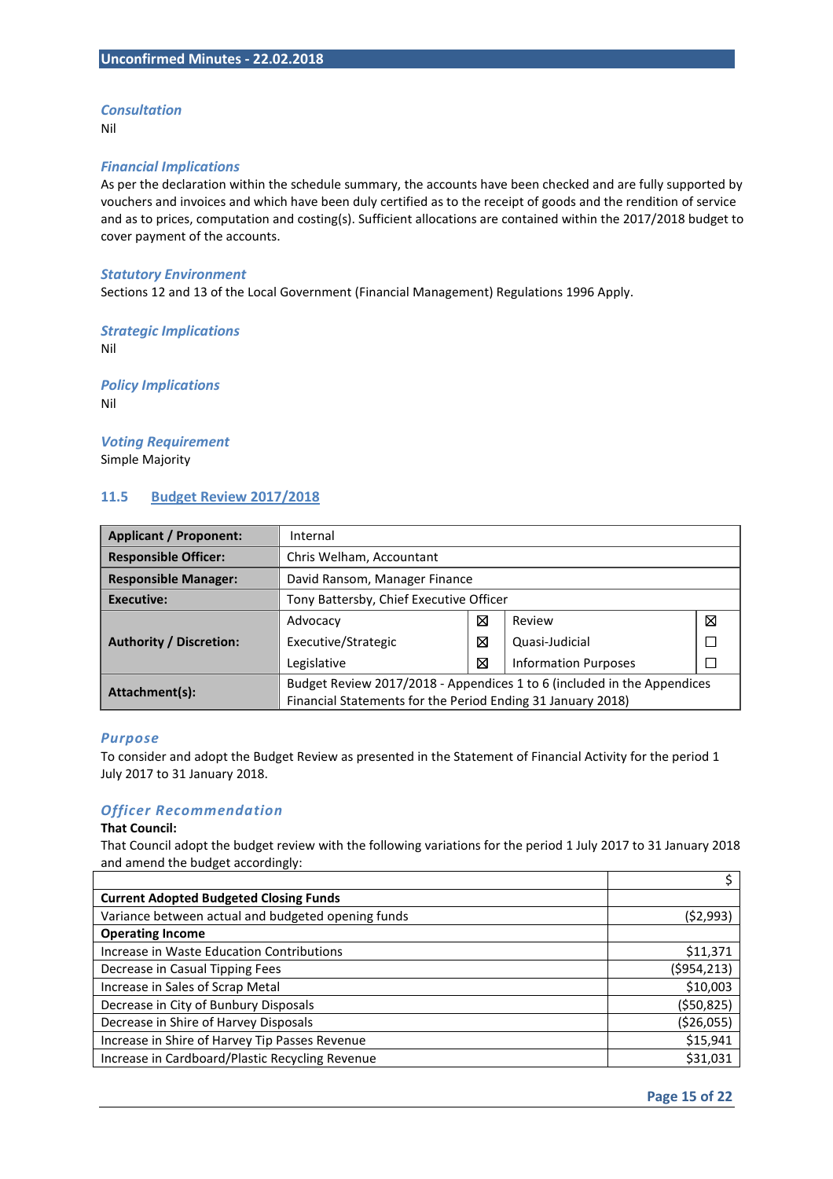### *Consultation*

Nil

### *Financial Implications*

As per the declaration within the schedule summary, the accounts have been checked and are fully supported by vouchers and invoices and which have been duly certified as to the receipt of goods and the rendition of service and as to prices, computation and costing(s). Sufficient allocations are contained within the 2017/2018 budget to cover payment of the accounts.

### *Statutory Environment*

Sections 12 and 13 of the Local Government (Financial Management) Regulations 1996 Apply.

### *Strategic Implications*

Nil

### *Policy Implications*

Nil

### *Voting Requirement*

Simple Majority

## 11.5 Budget Review 2017/2018

| **Applicant / Proponent:** | Internal | | | |
|---|---|---|---|---|
| **Responsible Officer:** | Chris Welham, Accountant | | | |
| **Responsible Manager:** | David Ransom, Manager Finance | | | |
| **Executive:** | Tony Battersby, Chief Executive Officer | | | |
| **Authority / Discretion:** | Advocacy | ☒ | Review | ☒ |
| | Executive/Strategic | ☒ | Quasi-Judicial | ☐ |
| | Legislative | ☒ | Information Purposes | ☐ |
| **Attachment(s):** | Budget Review 2017/2018 - Appendices 1 to 6 (included in the Appendices Financial Statements for the Period Ending 31 January 2018) | | | |

### *Purpose*

To consider and adopt the Budget Review as presented in the Statement of Financial Activity for the period 1 July 2017 to 31 January 2018.

### *Officer Recommendation*

**That Council:**

That Council adopt the budget review with the following variations for the period 1 July 2017 to 31 January 2018 and amend the budget accordingly:

| | $ |
|---|---:|
| **Current Adopted Budgeted Closing Funds** | |
| Variance between actual and budgeted opening funds | ($2,993) |
| **Operating Income** | |
| Increase in Waste Education Contributions | $11,371 |
| Decrease in Casual Tipping Fees | ($954,213) |
| Increase in Sales of Scrap Metal | $10,003 |
| Decrease in City of Bunbury Disposals | ($50,825) |
| Decrease in Shire of Harvey Disposals | ($26,055) |
| Increase in Shire of Harvey Tip Passes Revenue | $15,941 |
| Increase in Cardboard/Plastic Recycling Revenue | $31,031 |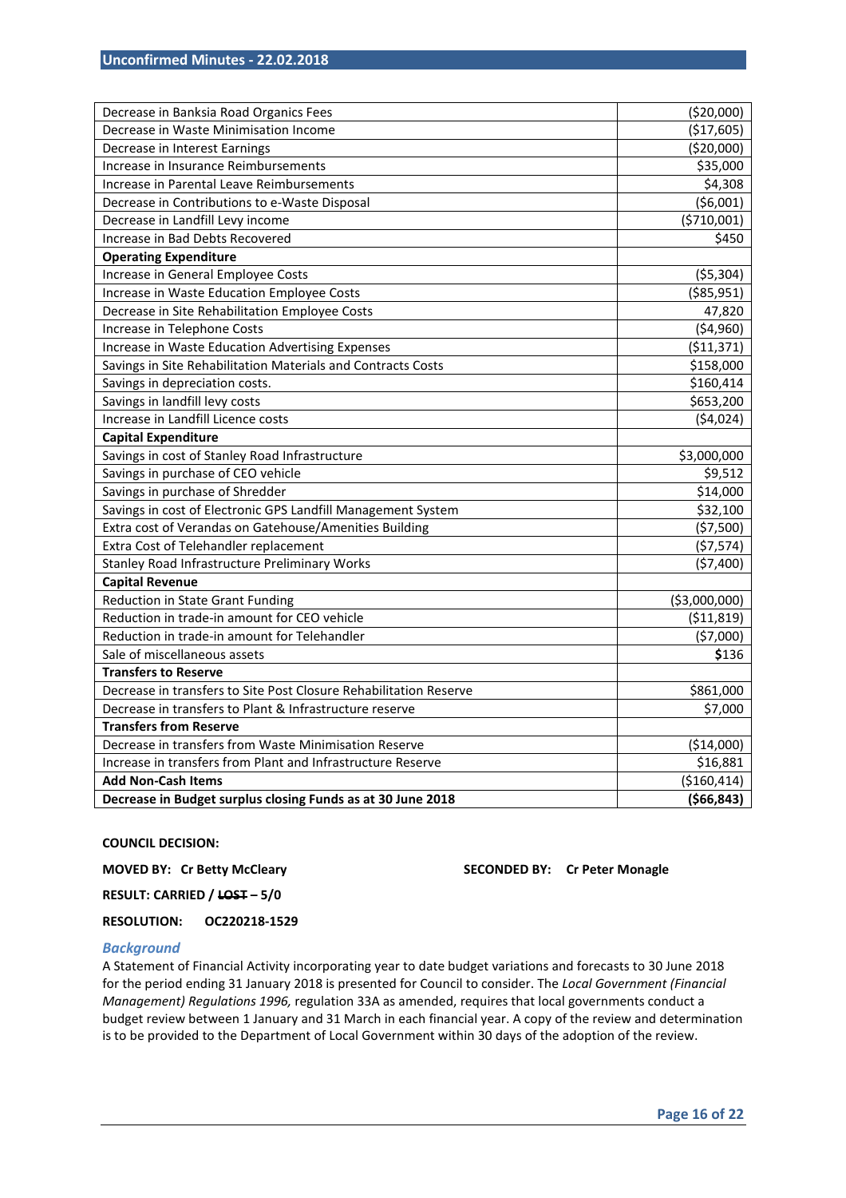| | |
|---|---|
| Decrease in Banksia Road Organics Fees | ($20,000) |
| Decrease in Waste Minimisation Income | ($17,605) |
| Decrease in Interest Earnings | ($20,000) |
| Increase in Insurance Reimbursements | $35,000 |
| Increase in Parental Leave Reimbursements | $4,308 |
| Decrease in Contributions to e-Waste Disposal | ($6,001) |
| Decrease in Landfill Levy income | ($710,001) |
| Increase in Bad Debts Recovered | $450 |
| **Operating Expenditure** | |
| Increase in General Employee Costs | ($5,304) |
| Increase in Waste Education Employee Costs | ($85,951) |
| Decrease in Site Rehabilitation Employee Costs | 47,820 |
| Increase in Telephone Costs | ($4,960) |
| Increase in Waste Education Advertising Expenses | ($11,371) |
| Savings in Site Rehabilitation Materials and Contracts Costs | $158,000 |
| Savings in depreciation costs. | $160,414 |
| Savings in landfill levy costs | $653,200 |
| Increase in Landfill Licence costs | ($4,024) |
| **Capital Expenditure** | |
| Savings in cost of Stanley Road Infrastructure | $3,000,000 |
| Savings in purchase of CEO vehicle | $9,512 |
| Savings in purchase of Shredder | $14,000 |
| Savings in cost of Electronic GPS Landfill Management System | $32,100 |
| Extra cost of Verandas on Gatehouse/Amenities Building | ($7,500) |
| Extra Cost of Telehandler replacement | ($7,574) |
| Stanley Road Infrastructure Preliminary Works | ($7,400) |
| **Capital Revenue** | |
| Reduction in State Grant Funding | ($3,000,000) |
| Reduction in trade-in amount for CEO vehicle | ($11,819) |
| Reduction in trade-in amount for Telehandler | ($7,000) |
| Sale of miscellaneous assets | **$**136 |
| **Transfers to Reserve** | |
| Decrease in transfers to Site Post Closure Rehabilitation Reserve | $861,000 |
| Decrease in transfers to Plant & Infrastructure reserve | $7,000 |
| **Transfers from Reserve** | |
| Decrease in transfers from Waste Minimisation Reserve | ($14,000) |
| Increase in transfers from Plant and Infrastructure Reserve | $16,881 |
| **Add Non-Cash Items** | ($160,414) |
| **Decrease in Budget surplus closing Funds as at 30 June 2018** | **($66,843)** |

**COUNCIL DECISION:**

**MOVED BY: Cr Betty McCleary** **SECONDED BY: Cr Peter Monagle**

**RESULT: CARRIED / ~~LOST~~ – 5/0**

**RESOLUTION: OC220218-1529**

### *Background*

A Statement of Financial Activity incorporating year to date budget variations and forecasts to 30 June 2018 for the period ending 31 January 2018 is presented for Council to consider. The *Local Government (Financial Management) Regulations 1996,* regulation 33A as amended, requires that local governments conduct a budget review between 1 January and 31 March in each financial year. A copy of the review and determination is to be provided to the Department of Local Government within 30 days of the adoption of the review.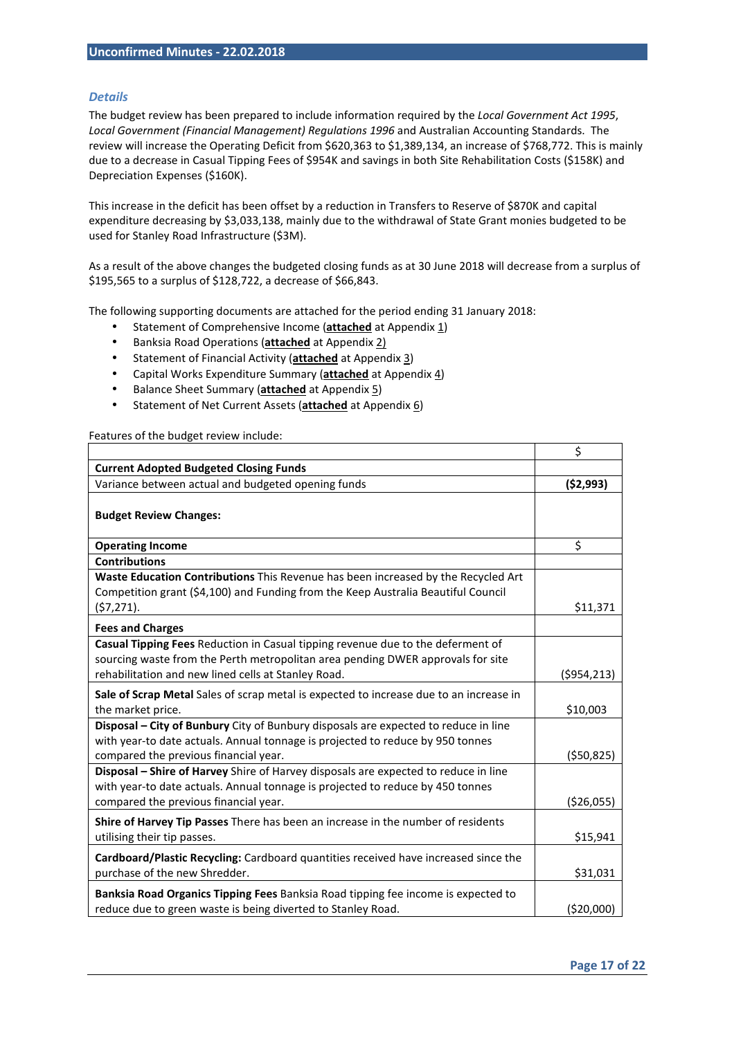### *Details*

The budget review has been prepared to include information required by the *Local Government Act 1995*, *Local Government (Financial Management) Regulations 1996* and Australian Accounting Standards. The review will increase the Operating Deficit from $620,363 to $1,389,134, an increase of $768,772. This is mainly due to a decrease in Casual Tipping Fees of $954K and savings in both Site Rehabilitation Costs ($158K) and Depreciation Expenses ($160K).

This increase in the deficit has been offset by a reduction in Transfers to Reserve of $870K and capital expenditure decreasing by $3,033,138, mainly due to the withdrawal of State Grant monies budgeted to be used for Stanley Road Infrastructure ($3M).

As a result of the above changes the budgeted closing funds as at 30 June 2018 will decrease from a surplus of $195,565 to a surplus of $128,722, a decrease of $66,843.

The following supporting documents are attached for the period ending 31 January 2018:

- Statement of Comprehensive Income (**attached** at Appendix 1)
- Banksia Road Operations (**attached** at Appendix 2)
- Statement of Financial Activity (**attached** at Appendix 3)
- Capital Works Expenditure Summary (**attached** at Appendix 4)
- Balance Sheet Summary (**attached** at Appendix 5)
- Statement of Net Current Assets (**attached** at Appendix 6)

Features of the budget review include:

| | $ |
|---|---|
| **Current Adopted Budgeted Closing Funds** | |
| Variance between actual and budgeted opening funds | **($2,993)** |
| **Budget Review Changes:** | |
| **Operating Income** | $ |
| **Contributions** | |
| **Waste Education Contributions** This Revenue has been increased by the Recycled Art Competition grant ($4,100) and Funding from the Keep Australia Beautiful Council ($7,271). | $11,371 |
| **Fees and Charges** | |
| **Casual Tipping Fees** Reduction in Casual tipping revenue due to the deferment of sourcing waste from the Perth metropolitan area pending DWER approvals for site rehabilitation and new lined cells at Stanley Road. | ($954,213) |
| **Sale of Scrap Metal** Sales of scrap metal is expected to increase due to an increase in the market price. | $10,003 |
| **Disposal – City of Bunbury** City of Bunbury disposals are expected to reduce in line with year-to-date actuals. Annual tonnage is projected to reduce by 950 tonnes compared the previous financial year. | ($50,825) |
| **Disposal – Shire of Harvey** Shire of Harvey disposals are expected to reduce in line with year-to-date actuals. Annual tonnage is projected to reduce by 450 tonnes compared the previous financial year. | ($26,055) |
| **Shire of Harvey Tip Passes** There has been an increase in the number of residents utilising their tip passes. | $15,941 |
| **Cardboard/Plastic Recycling:** Cardboard quantities received have increased since the purchase of the new Shredder. | $31,031 |
| **Banksia Road Organics Tipping Fees** Banksia Road tipping fee income is expected to reduce due to green waste is being diverted to Stanley Road. | ($20,000) |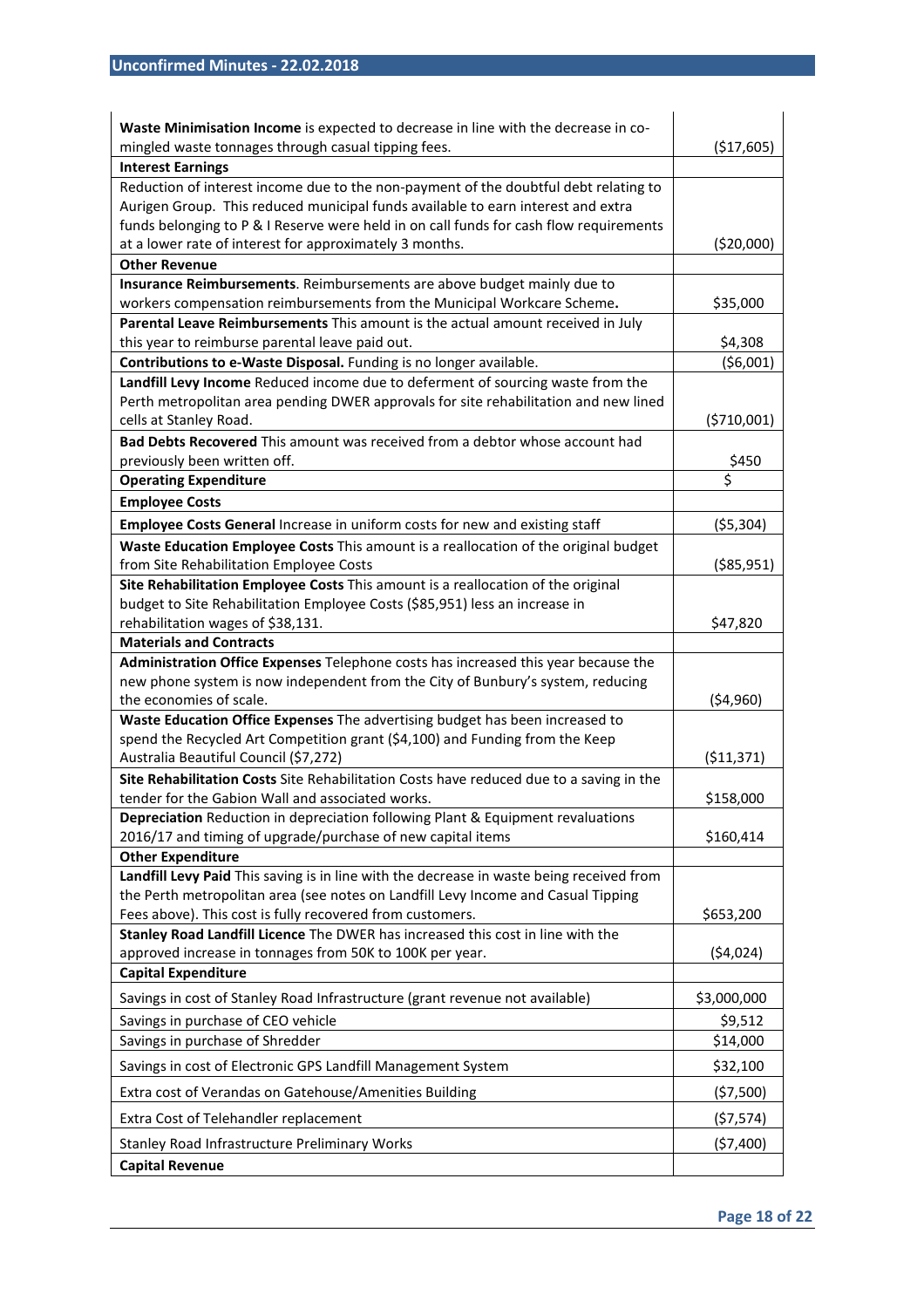| | |
|---|---|
| **Waste Minimisation Income** is expected to decrease in line with the decrease in co-mingled waste tonnages through casual tipping fees. | ($17,605) |
| **Interest Earnings** | |
| Reduction of interest income due to the non-payment of the doubtful debt relating to Aurigen Group. This reduced municipal funds available to earn interest and extra funds belonging to P & I Reserve were held in on call funds for cash flow requirements at a lower rate of interest for approximately 3 months. | ($20,000) |
| **Other Revenue** | |
| **Insurance Reimbursements**. Reimbursements are above budget mainly due to workers compensation reimbursements from the Municipal Workcare Scheme**.** | $35,000 |
| **Parental Leave Reimbursements** This amount is the actual amount received in July this year to reimburse parental leave paid out. | $4,308 |
| **Contributions to e-Waste Disposal.** Funding is no longer available. | ($6,001) |
| **Landfill Levy Income** Reduced income due to deferment of sourcing waste from the Perth metropolitan area pending DWER approvals for site rehabilitation and new lined cells at Stanley Road. | ($710,001) |
| **Bad Debts Recovered** This amount was received from a debtor whose account had previously been written off. | $450 |
| **Operating Expenditure** | $ |
| **Employee Costs** | |
| **Employee Costs General** Increase in uniform costs for new and existing staff | ($5,304) |
| **Waste Education Employee Costs** This amount is a reallocation of the original budget from Site Rehabilitation Employee Costs | ($85,951) |
| **Site Rehabilitation Employee Costs** This amount is a reallocation of the original budget to Site Rehabilitation Employee Costs ($85,951) less an increase in rehabilitation wages of $38,131. | $47,820 |
| **Materials and Contracts** | |
| **Administration Office Expenses** Telephone costs has increased this year because the new phone system is now independent from the City of Bunbury's system, reducing the economies of scale. | ($4,960) |
| **Waste Education Office Expenses** The advertising budget has been increased to spend the Recycled Art Competition grant ($4,100) and Funding from the Keep Australia Beautiful Council ($7,272) | ($11,371) |
| **Site Rehabilitation Costs** Site Rehabilitation Costs have reduced due to a saving in the tender for the Gabion Wall and associated works. | $158,000 |
| **Depreciation** Reduction in depreciation following Plant & Equipment revaluations 2016/17 and timing of upgrade/purchase of new capital items | $160,414 |
| **Other Expenditure** | |
| **Landfill Levy Paid** This saving is in line with the decrease in waste being received from the Perth metropolitan area (see notes on Landfill Levy Income and Casual Tipping Fees above). This cost is fully recovered from customers. | $653,200 |
| **Stanley Road Landfill Licence** The DWER has increased this cost in line with the approved increase in tonnages from 50K to 100K per year. | ($4,024) |
| **Capital Expenditure** | |
| Savings in cost of Stanley Road Infrastructure (grant revenue not available) | $3,000,000 |
| Savings in purchase of CEO vehicle | $9,512 |
| Savings in purchase of Shredder | $14,000 |
| Savings in cost of Electronic GPS Landfill Management System | $32,100 |
| Extra cost of Verandas on Gatehouse/Amenities Building | ($7,500) |
| Extra Cost of Telehandler replacement | ($7,574) |
| Stanley Road Infrastructure Preliminary Works | ($7,400) |
| **Capital Revenue** | |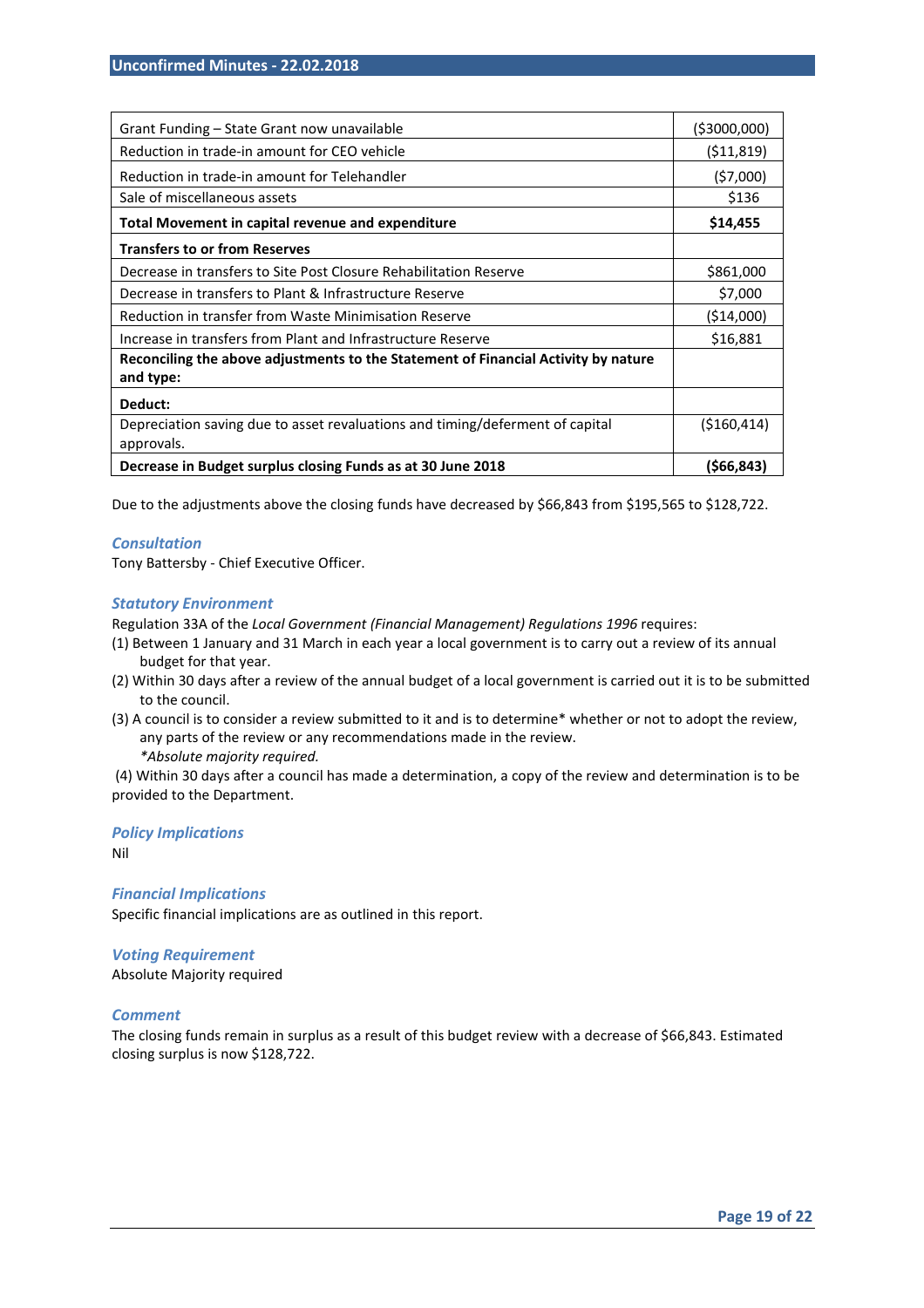| | |
|---|---|
| Grant Funding – State Grant now unavailable | ($3000,000) |
| Reduction in trade-in amount for CEO vehicle | ($11,819) |
| Reduction in trade-in amount for Telehandler | ($7,000) |
| Sale of miscellaneous assets | $136 |
| **Total Movement in capital revenue and expenditure** | **$14,455** |
| **Transfers to or from Reserves** | |
| Decrease in transfers to Site Post Closure Rehabilitation Reserve | $861,000 |
| Decrease in transfers to Plant & Infrastructure Reserve | $7,000 |
| Reduction in transfer from Waste Minimisation Reserve | ($14,000) |
| Increase in transfers from Plant and Infrastructure Reserve | $16,881 |
| **Reconciling the above adjustments to the Statement of Financial Activity by nature and type:** | |
| **Deduct:** | |
| Depreciation saving due to asset revaluations and timing/deferment of capital approvals. | ($160,414) |
| **Decrease in Budget surplus closing Funds as at 30 June 2018** | **($66,843)** |

Due to the adjustments above the closing funds have decreased by $66,843 from $195,565 to $128,722.

### *Consultation*
Tony Battersby - Chief Executive Officer.

### *Statutory Environment*
Regulation 33A of the *Local Government (Financial Management) Regulations 1996* requires:

(1) Between 1 January and 31 March in each year a local government is to carry out a review of its annual budget for that year.

(2) Within 30 days after a review of the annual budget of a local government is carried out it is to be submitted to the council.

(3) A council is to consider a review submitted to it and is to determine* whether or not to adopt the review, any parts of the review or any recommendations made in the review.
*\*Absolute majority required.*

(4) Within 30 days after a council has made a determination, a copy of the review and determination is to be provided to the Department.

### *Policy Implications*
Nil

### *Financial Implications*
Specific financial implications are as outlined in this report.

### *Voting Requirement*
Absolute Majority required

### *Comment*
The closing funds remain in surplus as a result of this budget review with a decrease of $66,843. Estimated closing surplus is now $128,722.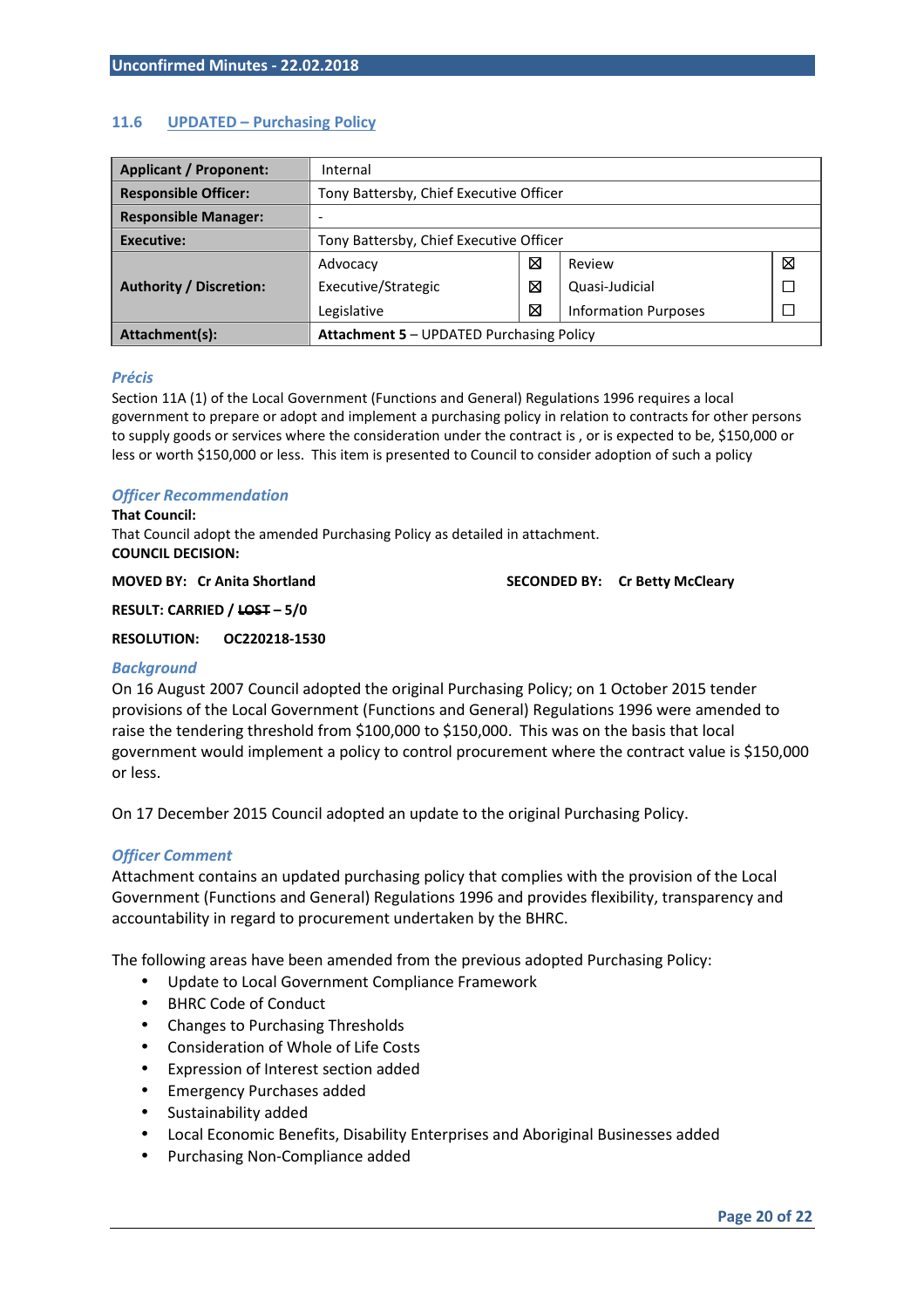## 11.6 UPDATED – Purchasing Policy

| **Applicant / Proponent:** | Internal | | | |
|---|---|---|---|---|
| **Responsible Officer:** | Tony Battersby, Chief Executive Officer | | | |
| **Responsible Manager:** | - | | | |
| **Executive:** | Tony Battersby, Chief Executive Officer | | | |
| **Authority / Discretion:** | Advocacy | ☒ | Review | ☒ |
| | Executive/Strategic | ☒ | Quasi-Judicial | ☐ |
| | Legislative | ☒ | Information Purposes | ☐ |
| **Attachment(s):** | **Attachment 5** – UPDATED Purchasing Policy | | | |

### *Précis*

Section 11A (1) of the Local Government (Functions and General) Regulations 1996 requires a local government to prepare or adopt and implement a purchasing policy in relation to contracts for other persons to supply goods or services where the consideration under the contract is , or is expected to be, $150,000 or less or worth $150,000 or less. This item is presented to Council to consider adoption of such a policy

### *Officer Recommendation*

**That Council:**
That Council adopt the amended Purchasing Policy as detailed in attachment.
**COUNCIL DECISION:**

**MOVED BY: Cr Anita Shortland** **SECONDED BY: Cr Betty McCleary**

**RESULT: CARRIED / ~~LOST~~ – 5/0**

**RESOLUTION: OC220218-1530**

### *Background*

On 16 August 2007 Council adopted the original Purchasing Policy; on 1 October 2015 tender provisions of the Local Government (Functions and General) Regulations 1996 were amended to raise the tendering threshold from $100,000 to $150,000. This was on the basis that local government would implement a policy to control procurement where the contract value is $150,000 or less.

On 17 December 2015 Council adopted an update to the original Purchasing Policy.

### *Officer Comment*

Attachment contains an updated purchasing policy that complies with the provision of the Local Government (Functions and General) Regulations 1996 and provides flexibility, transparency and accountability in regard to procurement undertaken by the BHRC.

The following areas have been amended from the previous adopted Purchasing Policy:

- Update to Local Government Compliance Framework
- BHRC Code of Conduct
- Changes to Purchasing Thresholds
- Consideration of Whole of Life Costs
- Expression of Interest section added
- Emergency Purchases added
- Sustainability added
- Local Economic Benefits, Disability Enterprises and Aboriginal Businesses added
- Purchasing Non-Compliance added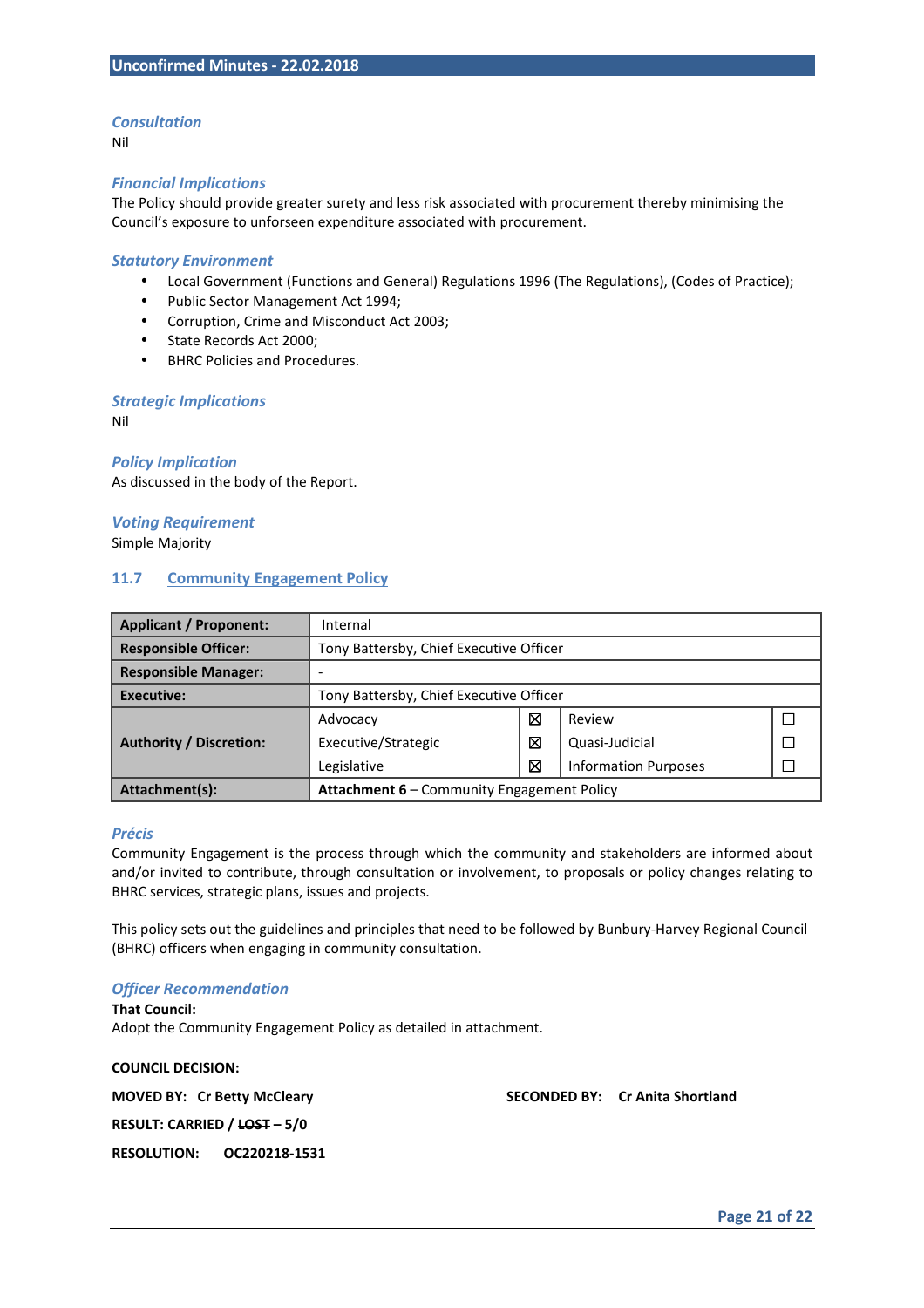### *Consultation*

Nil

### *Financial Implications*

The Policy should provide greater surety and less risk associated with procurement thereby minimising the Council's exposure to unforseen expenditure associated with procurement.

### *Statutory Environment*

- Local Government (Functions and General) Regulations 1996 (The Regulations), (Codes of Practice);
- Public Sector Management Act 1994;
- Corruption, Crime and Misconduct Act 2003;
- State Records Act 2000;
- BHRC Policies and Procedures.

### *Strategic Implications*

Nil

### *Policy Implication*

As discussed in the body of the Report.

### *Voting Requirement*

Simple Majority

## 11.7 Community Engagement Policy

| **Applicant / Proponent:** | Internal | | | |
|---|---|---|---|---|
| **Responsible Officer:** | Tony Battersby, Chief Executive Officer | | | |
| **Responsible Manager:** | - | | | |
| **Executive:** | Tony Battersby, Chief Executive Officer | | | |
| **Authority / Discretion:** | Advocacy | ☒ | Review | ☐ |
| | Executive/Strategic | ☒ | Quasi-Judicial | ☐ |
| | Legislative | ☒ | Information Purposes | ☐ |
| **Attachment(s):** | **Attachment 6** – Community Engagement Policy | | | |

### *Précis*

Community Engagement is the process through which the community and stakeholders are informed about and/or invited to contribute, through consultation or involvement, to proposals or policy changes relating to BHRC services, strategic plans, issues and projects.

This policy sets out the guidelines and principles that need to be followed by Bunbury-Harvey Regional Council (BHRC) officers when engaging in community consultation.

### *Officer Recommendation*

**That Council:**
Adopt the Community Engagement Policy as detailed in attachment.

**COUNCIL DECISION:**

**MOVED BY: Cr Betty McCleary** **SECONDED BY: Cr Anita Shortland**

**RESULT: CARRIED / ~~LOST~~ – 5/0**

**RESOLUTION: OC220218-1531**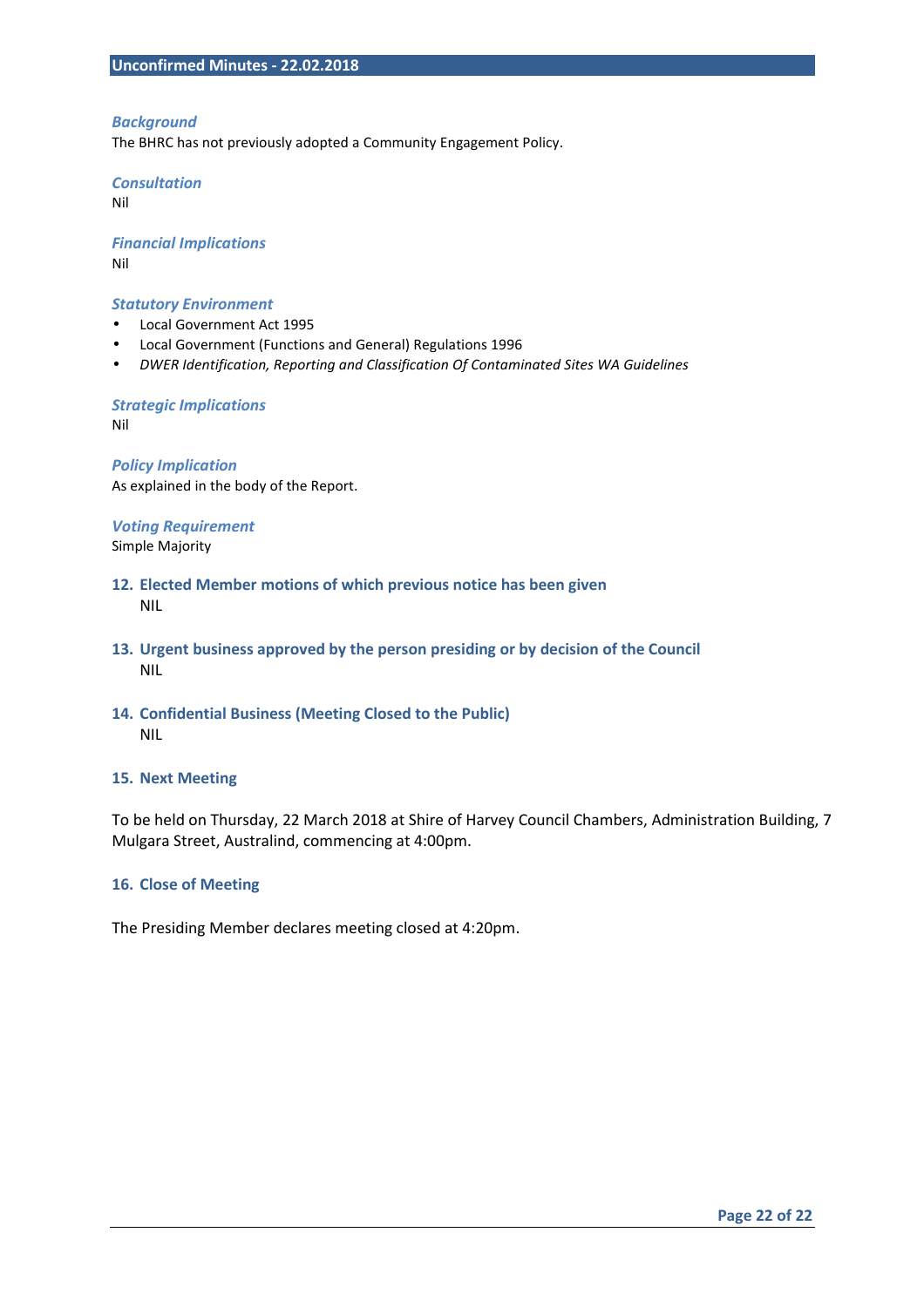***Background***

The BHRC has not previously adopted a Community Engagement Policy.

***Consultation***

Nil

***Financial Implications***

Nil

***Statutory Environment***

- Local Government Act 1995
- Local Government (Functions and General) Regulations 1996
- *DWER Identification, Reporting and Classification Of Contaminated Sites WA Guidelines*

***Strategic Implications***

Nil

***Policy Implication***

As explained in the body of the Report.

***Voting Requirement***

Simple Majority

## 12. Elected Member motions of which previous notice has been given

NIL

## 13. Urgent business approved by the person presiding or by decision of the Council

NIL

## 14. Confidential Business (Meeting Closed to the Public)

NIL

## 15. Next Meeting

To be held on Thursday, 22 March 2018 at Shire of Harvey Council Chambers, Administration Building, 7 Mulgara Street, Australind, commencing at 4:00pm.

## 16. Close of Meeting

The Presiding Member declares meeting closed at 4:20pm.